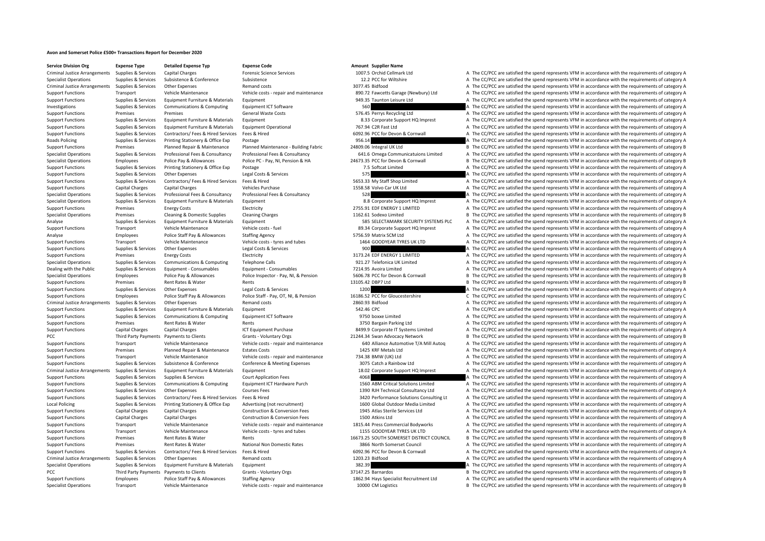# Avon and Somerset Police £500+ Transactions Report for December 2020

| Service Division Org | Expense Type | Detailed Expense Typ | Expense Code | Amount | Supplier Name | |
|---|---|---|---|---|---|---|
| Criminal Justice Arrangements | Supplies & Services | Capital Charges | Forensic Science Services | 1007.5 | Orchid Cellmark Ltd | A The CC/PCC are satisfied the spend represents VFM in accordance with the requirements of category A |
| Specialist Operations | Supplies & Services | Subsistence & Conference | Subsistence | 12.2 | PCC for Wiltshire | A The CC/PCC are satisfied the spend represents VFM in accordance with the requirements of category A |
| Criminal Justice Arrangements | Supplies & Services | Other Expenses | Remand costs | 3077.45 | Bidfood | A The CC/PCC are satisfied the spend represents VFM in accordance with the requirements of category A |
| Support Functions | Transport | Vehicle Maintenance | Vehicle costs - repair and maintenance | 890.72 | Fawcetts Garage (Newbury) Ltd | A The CC/PCC are satisfied the spend represents VFM in accordance with the requirements of category A |
| Support Functions | Supplies & Services | Equipment Furniture & Materials | Equipment | 949.35 | Taunton Leisure Ltd | A The CC/PCC are satisfied the spend represents VFM in accordance with the requirements of category A |
| Investigations | Supplies & Services | Communications & Computing | Equipment ICT Software | 560 | | A The CC/PCC are satisfied the spend represents VFM in accordance with the requirements of category A |
| Support Functions | Premises | Premises | General Waste Costs | 576.45 | Perrys Recycling Ltd | A The CC/PCC are satisfied the spend represents VFM in accordance with the requirements of category A |
| Support Functions | Supplies & Services | Equipment Furniture & Materials | Equipment | 8.33 | Corporate Support HQ Imprest | A The CC/PCC are satisfied the spend represents VFM in accordance with the requirements of category A |
| Support Functions | Supplies & Services | Equipment Furniture & Materials | Equipment Operational | 767.94 | C2R Fast Ltd | A The CC/PCC are satisfied the spend represents VFM in accordance with the requirements of category A |
| Support Functions | Supplies & Services | Contractors/ Fees & Hired Services | Fees & Hired | 6092.96 | PCC for Devon & Cornwall | A The CC/PCC are satisfied the spend represents VFM in accordance with the requirements of category A |
| Roads Policing | Supplies & Services | Printing Stationery & Office Exp | Postage | 956.14 | | A The CC/PCC are satisfied the spend represents VFM in accordance with the requirements of category A |
| Support Functions | Premises | Planned Repair & Maintenance | Planned Maintenance - Building Fabric | 24809.06 | Integral UK Ltd | B The CC/PCC are satisfied the spend represents VFM in accordance with the requirements of category B |
| Specialist Operations | Supplies & Services | Professional Fees & Consultancy | Professional Fees & Consultancy | 641.6 | Omega Communicatuions Limited | A The CC/PCC are satisfied the spend represents VFM in accordance with the requirements of category A |
| Specialist Operations | Employees | Police Pay & Allowances | Police PC - Pay, NI, Pension & HA | 24673.35 | PCC for Devon & Cornwall | B The CC/PCC are satisfied the spend represents VFM in accordance with the requirements of category B |
| Support Functions | Supplies & Services | Printing Stationery & Office Exp | Postage | 7.5 | Softcat Limited | A The CC/PCC are satisfied the spend represents VFM in accordance with the requirements of category A |
| Support Functions | Supplies & Services | Other Expenses | Legal Costs & Services | 575 | | A The CC/PCC are satisfied the spend represents VFM in accordance with the requirements of category A |
| Support Functions | Supplies & Services | Contractors/ Fees & Hired Services | Fees & Hired | 5653.33 | My Staff Shop Limited | A The CC/PCC are satisfied the spend represents VFM in accordance with the requirements of category A |
| Support Functions | Capital Charges | Capital Charges | Vehicles Purchase | 1558.58 | Volvo Car UK Ltd | A The CC/PCC are satisfied the spend represents VFM in accordance with the requirements of category A |
| Specialist Operations | Supplies & Services | Professional Fees & Consultancy | Professional Fees & Consultancy | 528 | | A The CC/PCC are satisfied the spend represents VFM in accordance with the requirements of category A |
| Specialist Operations | Supplies & Services | Equipment Furniture & Materials | Equipment | 8.8 | Corporate Support HQ Imprest | A The CC/PCC are satisfied the spend represents VFM in accordance with the requirements of category A |
| Support Functions | Premises | Energy Costs | Electricity | 2755.91 | EDF ENERGY 1 LIMITED | A The CC/PCC are satisfied the spend represents VFM in accordance with the requirements of category A |
| Specialist Operations | Premises | Cleaning & Domestic Supplies | Cleaning Charges | 1162.61 | Sodexo Limited | B The CC/PCC are satisfied the spend represents VFM in accordance with the requirements of category B |
| Analyse | Supplies & Services | Equipment Furniture & Materials | Equipment | 585 | SELECTAMARK SECURITY SYSTEMS PLC | A The CC/PCC are satisfied the spend represents VFM in accordance with the requirements of category A |
| Support Functions | Transport | Vehicle Maintenance | Vehicle costs - fuel | 89.34 | Corporate Support HQ Imprest | A The CC/PCC are satisfied the spend represents VFM in accordance with the requirements of category A |
| Analyse | Employees | Police Staff Pay & Allowances | Staffing Agency | 5756.59 | Matrix SCM Ltd | A The CC/PCC are satisfied the spend represents VFM in accordance with the requirements of category A |
| Support Functions | Transport | Vehicle Maintenance | Vehicle costs - tyres and tubes | 1464 | GOODYEAR TYRES UK LTD | A The CC/PCC are satisfied the spend represents VFM in accordance with the requirements of category A |
| Support Functions | Supplies & Services | Other Expenses | Legal Costs & Services | 900 | | A The CC/PCC are satisfied the spend represents VFM in accordance with the requirements of category A |
| Support Functions | Premises | Energy Costs | Electricity | 3173.24 | EDF ENERGY 1 LIMITED | A The CC/PCC are satisfied the spend represents VFM in accordance with the requirements of category A |
| Specialist Operations | Supplies & Services | Communications & Computing | Telephone Calls | 921.27 | Telefonica UK Limited | A The CC/PCC are satisfied the spend represents VFM in accordance with the requirements of category A |
| Dealing with the Public | Supplies & Services | Equipment - Consumables | Equipment - Consumables | 7214.95 | Avoira Limited | A The CC/PCC are satisfied the spend represents VFM in accordance with the requirements of category A |
| Specialist Operations | Employees | Police Pay & Allowances | Police Inspector - Pay, NI, & Pension | 5606.78 | PCC for Devon & Cornwall | B The CC/PCC are satisfied the spend represents VFM in accordance with the requirements of category B |
| Support Functions | Premises | Rent Rates & Water | Rents | 13105.42 | DBP7 Ltd | B The CC/PCC are satisfied the spend represents VFM in accordance with the requirements of category B |
| Support Functions | Supplies & Services | Other Expenses | Legal Costs & Services | 1200 | | A The CC/PCC are satisfied the spend represents VFM in accordance with the requirements of category A |
| Support Functions | Employees | Police Staff Pay & Allowances | Police Staff - Pay, OT, NI, & Pension | 16186.52 | PCC for Gloucestershire | C The CC/PCC are satisfied the spend represents VFM in accordance with the requirements of category C |
| Criminal Justice Arrangements | Supplies & Services | Other Expenses | Remand costs | 2860.93 | Bidfood | A The CC/PCC are satisfied the spend represents VFM in accordance with the requirements of category A |
| Support Functions | Supplies & Services | Equipment Furniture & Materials | Equipment | 542.46 | CPC | A The CC/PCC are satisfied the spend represents VFM in accordance with the requirements of category A |
| Support Functions | Supplies & Services | Communications & Computing | Equipment ICT Software | 9750 | boxxe Limited | A The CC/PCC are satisfied the spend represents VFM in accordance with the requirements of category A |
| Support Functions | Premises | Rent Rates & Water | Rents | 3750 | Bargain Parking Ltd | A The CC/PCC are satisfied the spend represents VFM in accordance with the requirements of category A |
| Support Functions | Capital Charges | Capital Charges | ICT Equipment Purchase | 8499.9 | Corporate IT Systems Limited | A The CC/PCC are satisfied the spend represents VFM in accordance with the requirements of category A |
| PCC | Third Party Payments | Payments to Clients | Grants - Voluntary Orgs | 21244.34 | Swan Advocacy Network | B The CC/PCC are satisfied the spend represents VFM in accordance with the requirements of category B |
| Support Functions | Transport | Vehicle Maintenance | Vehicle costs - repair and maintenance | 640 | Alliance Automotive T/A Mill Autoq | A The CC/PCC are satisfied the spend represents VFM in accordance with the requirements of category A |
| Support Functions | Premises | Planned Repair & Maintenance | Estates Costs | 1425 | KRF Metals Ltd | A The CC/PCC are satisfied the spend represents VFM in accordance with the requirements of category A |
| Support Functions | Transport | Vehicle Maintenance | Vehicle costs - repair and maintenance | 734.38 | BMW (UK) Ltd | A The CC/PCC are satisfied the spend represents VFM in accordance with the requirements of category A |
| Support Functions | Supplies & Services | Subsistence & Conference | Conference & Meeting Expenses | 3075 | Catch a Rainbow Ltd | A The CC/PCC are satisfied the spend represents VFM in accordance with the requirements of category A |
| Criminal Justice Arrangements | Supplies & Services | Equipment Furniture & Materials | Equipment | 18.02 | Corporate Support HQ Imprest | A The CC/PCC are satisfied the spend represents VFM in accordance with the requirements of category A |
| Support Functions | Supplies & Services | Supplies & Services | Court Application Fees | 4068 | | A The CC/PCC are satisfied the spend represents VFM in accordance with the requirements of category A |
| Support Functions | Supplies & Services | Communications & Computing | Equipment ICT Hardware Purch | 1560 | ABM Critical Solutions Limited | A The CC/PCC are satisfied the spend represents VFM in accordance with the requirements of category A |
| Support Functions | Supplies & Services | Other Expenses | Courses Fees | 1390 | RJH Technical Consultancy Ltd | A The CC/PCC are satisfied the spend represents VFM in accordance with the requirements of category A |
| Support Functions | Supplies & Services | Contractors/ Fees & Hired Services | Fees & Hired | 3420 | Performance Solutions Consulting Lt | A The CC/PCC are satisfied the spend represents VFM in accordance with the requirements of category A |
| Local Policing | Supplies & Services | Printing Stationery & Office Exp | Advertising (not recruitment) | 1600 | Global Outdoor Media Limited | A The CC/PCC are satisfied the spend represents VFM in accordance with the requirements of category A |
| Support Functions | Capital Charges | Capital Charges | Construction & Conversion Fees | 1945 | Atlas Sterile Services Ltd | A The CC/PCC are satisfied the spend represents VFM in accordance with the requirements of category A |
| Support Functions | Capital Charges | Capital Charges | Construction & Conversion Fees | 1500 | Atkins Ltd | A The CC/PCC are satisfied the spend represents VFM in accordance with the requirements of category A |
| Support Functions | Transport | Vehicle Maintenance | Vehicle costs - repair and maintenance | 1815.44 | Press Commercial Bodyworks | A The CC/PCC are satisfied the spend represents VFM in accordance with the requirements of category A |
| Support Functions | Transport | Vehicle Maintenance | Vehicle costs - tyres and tubes | 1155 | GOODYEAR TYRES UK LTD | A The CC/PCC are satisfied the spend represents VFM in accordance with the requirements of category A |
| Support Functions | Premises | Rent Rates & Water | Rents | 16673.25 | SOUTH SOMERSET DISTRICT COUNCIL | B The CC/PCC are satisfied the spend represents VFM in accordance with the requirements of category B |
| Support Functions | Premises | Rent Rates & Water | National Non Domestic Rates | 3866 | North Somerset Council | A The CC/PCC are satisfied the spend represents VFM in accordance with the requirements of category A |
| Support Functions | Supplies & Services | Contractors/ Fees & Hired Services | Fees & Hired | 6092.96 | PCC for Devon & Cornwall | A The CC/PCC are satisfied the spend represents VFM in accordance with the requirements of category A |
| Criminal Justice Arrangements | Supplies & Services | Other Expenses | Remand costs | 1203.23 | Bidfood | A The CC/PCC are satisfied the spend represents VFM in accordance with the requirements of category A |
| Specialist Operations | Supplies & Services | Equipment Furniture & Materials | Equipment | 382.39 | | A The CC/PCC are satisfied the spend represents VFM in accordance with the requirements of category A |
| PCC | Third Party Payments | Payments to Clients | Grants - Voluntary Orgs | 37147.25 | Barnardos | B The CC/PCC are satisfied the spend represents VFM in accordance with the requirements of category B |
| Support Functions | Employees | Police Staff Pay & Allowances | Staffing Agency | 1862.94 | Hays Specialist Recruitment Ltd | A The CC/PCC are satisfied the spend represents VFM in accordance with the requirements of category A |
| Specialist Operations | Transport | Vehicle Maintenance | Vehicle costs - repair and maintenance | 10000 | CM Logistics | B The CC/PCC are satisfied the spend represents VFM in accordance with the requirements of category B |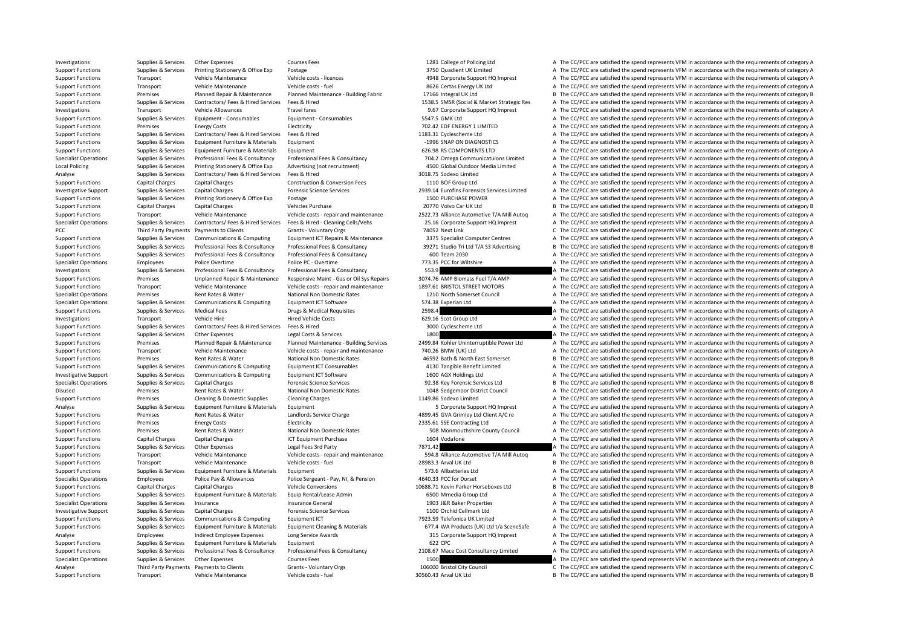| | | | | | | |
|---|---|---|---|---|---|---|
| Investigations | Supplies & Services | Other Expenses | Courses Fees | 1281 | College of Policing Ltd | A The CC/PCC are satisfied the spend represents VFM in accordance with the requirements of category A |
| Support Functions | Supplies & Services | Printing Stationery & Office Exp | Postage | 3750 | Quadient UK Limited | A The CC/PCC are satisfied the spend represents VFM in accordance with the requirements of category A |
| Support Functions | Transport | Vehicle Maintenance | Vehicle costs - licences | 4948 | Corporate Support HQ Imprest | A The CC/PCC are satisfied the spend represents VFM in accordance with the requirements of category A |
| Support Functions | Transport | Vehicle Maintenance | Vehicle costs - fuel | 8626 | Certas Energy UK Ltd | A The CC/PCC are satisfied the spend represents VFM in accordance with the requirements of category A |
| Support Functions | Premises | Planned Repair & Maintenance | Planned Maintenance - Building Fabric | 17166 | Integral UK Ltd | B The CC/PCC are satisfied the spend represents VFM in accordance with the requirements of category B |
| Support Functions | Supplies & Services | Contractors/ Fees & Hired Services | Fees & Hired | 1538.5 | SMSR (Social & Market Strategic Res | A The CC/PCC are satisfied the spend represents VFM in accordance with the requirements of category A |
| Investigations | Transport | Vehicle Allowances | Travel fares | 9.67 | Corporate Support HQ Imprest | A The CC/PCC are satisfied the spend represents VFM in accordance with the requirements of category A |
| Support Functions | Supplies & Services | Equipment - Consumables | Equipment - Consumables | 5547.5 | GMK Ltd | A The CC/PCC are satisfied the spend represents VFM in accordance with the requirements of category A |
| Support Functions | Premises | Energy Costs | Electricity | 702.42 | EDF ENERGY 1 LIMITED | A The CC/PCC are satisfied the spend represents VFM in accordance with the requirements of category A |
| Support Functions | Supplies & Services | Contractors/ Fees & Hired Services | Fees & Hired | 1183.31 | Cyclescheme Ltd | A The CC/PCC are satisfied the spend represents VFM in accordance with the requirements of category A |
| Support Functions | Supplies & Services | Equipment Furniture & Materials | Equipment | -1996 | SNAP ON DIAGNOSTICS | A The CC/PCC are satisfied the spend represents VFM in accordance with the requirements of category A |
| Support Functions | Supplies & Services | Equipment Furniture & Materials | Equipment | 626.98 | RS COMPONENTS LTD | A The CC/PCC are satisfied the spend represents VFM in accordance with the requirements of category A |
| Specialist Operations | Supplies & Services | Professional Fees & Consultancy | Professional Fees & Consultancy | 704.2 | Omega Communicatuions Limited | A The CC/PCC are satisfied the spend represents VFM in accordance with the requirements of category A |
| Local Policing | Supplies & Services | Printing Stationery & Office Exp | Advertising (not recruitment) | 4500 | Global Outdoor Media Limited | A The CC/PCC are satisfied the spend represents VFM in accordance with the requirements of category A |
| Analyse | Supplies & Services | Contractors/ Fees & Hired Services | Fees & Hired | 3018.75 | Sodexo Limited | A The CC/PCC are satisfied the spend represents VFM in accordance with the requirements of category A |
| Support Functions | Capital Charges | Capital Charges | Construction & Conversion Fees | 1110 | BOF Group Ltd | A The CC/PCC are satisfied the spend represents VFM in accordance with the requirements of category A |
| Investigative Support | Supplies & Services | Capital Charges | Forensic Science Services | 2939.14 | Eurofins Forensics Services Limited | A The CC/PCC are satisfied the spend represents VFM in accordance with the requirements of category A |
| Support Functions | Supplies & Services | Printing Stationery & Office Exp | Postage | 1500 | PURCHASE POWER | A The CC/PCC are satisfied the spend represents VFM in accordance with the requirements of category A |
| Support Functions | Capital Charges | Capital Charges | Vehicles Purchase | 20770 | Volvo Car UK Ltd | B The CC/PCC are satisfied the spend represents VFM in accordance with the requirements of category B |
| Support Functions | Transport | Vehicle Maintenance | Vehicle costs - repair and maintenance | 2522.73 | Alliance Automotive T/A Mill Autoq | A The CC/PCC are satisfied the spend represents VFM in accordance with the requirements of category A |
| Specialist Operations | Supplies & Services | Contractors/ Fees & Hired Services | Fees & Hired - Cleaning Cells/Vehs | 25.16 | Corporate Support HQ Imprest | A The CC/PCC are satisfied the spend represents VFM in accordance with the requirements of category A |
| PCC | Third Party Payments | Payments to Clients | Grants - Voluntary Orgs | 74052 | Next Link | C The CC/PCC are satisfied the spend represents VFM in accordance with the requirements of category C |
| Support Functions | Supplies & Services | Communications & Computing | Equipment ICT Repairs & Maintenance | 3375 | Specialist Computer Centres | A The CC/PCC are satisfied the spend represents VFM in accordance with the requirements of category A |
| Support Functions | Supplies & Services | Professional Fees & Consultancy | Professional Fees & Consultancy | 39271 | Studio Tri Ltd T/A S3 Advertising | B The CC/PCC are satisfied the spend represents VFM in accordance with the requirements of category B |
| Support Functions | Supplies & Services | Professional Fees & Consultancy | Professional Fees & Consultancy | 600 | Team 2030 | A The CC/PCC are satisfied the spend represents VFM in accordance with the requirements of category A |
| Specialist Operations | Employees | Police Overtime | Police PC - Overtime | 773.35 | PCC for Wiltshire | A The CC/PCC are satisfied the spend represents VFM in accordance with the requirements of category A |
| Investigations | Supplies & Services | Professional Fees & Consultancy | Professional Fees & Consultancy | 553.9 | | A The CC/PCC are satisfied the spend represents VFM in accordance with the requirements of category A |
| Support Functions | Premises | Unplanned Repair & Maintenance | Responsive Maint - Gas or Oil Sys Repairs | 3074.76 | AMP Biomass Fuel T/A AMP | A The CC/PCC are satisfied the spend represents VFM in accordance with the requirements of category A |
| Support Functions | Transport | Vehicle Maintenance | Vehicle costs - repair and maintenance | 1897.61 | BRISTOL STREET MOTORS | A The CC/PCC are satisfied the spend represents VFM in accordance with the requirements of category A |
| Specialist Operations | Premises | Rent Rates & Water | National Non Domestic Rates | 1210 | North Somerset Council | A The CC/PCC are satisfied the spend represents VFM in accordance with the requirements of category A |
| Specialist Operations | Supplies & Services | Communications & Computing | Equipment ICT Software | 574.38 | Experian Ltd | A The CC/PCC are satisfied the spend represents VFM in accordance with the requirements of category A |
| Support Functions | Supplies & Services | Medical Fees | Drugs & Medical Requisites | 2598.4 | | A The CC/PCC are satisfied the spend represents VFM in accordance with the requirements of category A |
| Investigations | Transport | Vehicle Hire | Hired Vehicle Costs | 629.16 | Scot Group Ltd | A The CC/PCC are satisfied the spend represents VFM in accordance with the requirements of category A |
| Support Functions | Supplies & Services | Contractors/ Fees & Hired Services | Fees & Hired | 3000 | Cyclescheme Ltd | A The CC/PCC are satisfied the spend represents VFM in accordance with the requirements of category A |
| Support Functions | Supplies & Services | Other Expenses | Legal Costs & Services | 1800 | | A The CC/PCC are satisfied the spend represents VFM in accordance with the requirements of category A |
| Support Functions | Premises | Planned Repair & Maintenance | Planned Maintenance - Building Services | 2499.84 | Kohler Uninterruptible Power Ltd | A The CC/PCC are satisfied the spend represents VFM in accordance with the requirements of category A |
| Support Functions | Transport | Vehicle Maintenance | Vehicle costs - repair and maintenance | 740.26 | BMW (UK) Ltd | A The CC/PCC are satisfied the spend represents VFM in accordance with the requirements of category A |
| Support Functions | Premises | Rent Rates & Water | National Non Domestic Rates | 46592 | Bath & North East Somerset | B The CC/PCC are satisfied the spend represents VFM in accordance with the requirements of category B |
| Support Functions | Supplies & Services | Communications & Computing | Equipment ICT Consumables | 4130 | Tangible Benefit Limited | A The CC/PCC are satisfied the spend represents VFM in accordance with the requirements of category A |
| Investigative Support | Supplies & Services | Communications & Computing | Equipment ICT Software | 1600 | AGX Holdings Ltd | A The CC/PCC are satisfied the spend represents VFM in accordance with the requirements of category A |
| Specialist Operations | Supplies & Services | Capital Charges | Forensic Science Services | 92.38 | Key Forensic Services Ltd | B The CC/PCC are satisfied the spend represents VFM in accordance with the requirements of category B |
| Disused | Premises | Rent Rates & Water | National Non Domestic Rates | 1048 | Sedgemoor District Council | A The CC/PCC are satisfied the spend represents VFM in accordance with the requirements of category A |
| Support Functions | Premises | Cleaning & Domestic Supplies | Cleaning Charges | 1149.86 | Sodexo Limited | A The CC/PCC are satisfied the spend represents VFM in accordance with the requirements of category A |
| Analyse | Supplies & Services | Equipment Furniture & Materials | Equipment | 5 | Corporate Support HQ Imprest | A The CC/PCC are satisfied the spend represents VFM in accordance with the requirements of category A |
| Support Functions | Premises | Rent Rates & Water | Landlords Service Charge | 4899.45 | GVA Grimley Ltd Client A/C re | A The CC/PCC are satisfied the spend represents VFM in accordance with the requirements of category A |
| Support Functions | Premises | Energy Costs | Electricity | 2335.61 | SSE Contracting Ltd | A The CC/PCC are satisfied the spend represents VFM in accordance with the requirements of category A |
| Support Functions | Premises | Rent Rates & Water | National Non Domestic Rates | 508 | Monmouthshire County Council | A The CC/PCC are satisfied the spend represents VFM in accordance with the requirements of category A |
| Support Functions | Capital Charges | Capital Charges | ICT Equipment Purchase | 1604 | Vodafone | A The CC/PCC are satisfied the spend represents VFM in accordance with the requirements of category A |
| Support Functions | Supplies & Services | Other Expenses | Legal Fees 3rd Party | 7871.42 | | A The CC/PCC are satisfied the spend represents VFM in accordance with the requirements of category A |
| Support Functions | Transport | Vehicle Maintenance | Vehicle costs - repair and maintenance | 594.8 | Alliance Automotive T/A Mill Autoq | A The CC/PCC are satisfied the spend represents VFM in accordance with the requirements of category A |
| Support Functions | Transport | Vehicle Maintenance | Vehicle costs - fuel | 28983.3 | Arval UK Ltd | B The CC/PCC are satisfied the spend represents VFM in accordance with the requirements of category B |
| Support Functions | Supplies & Services | Equipment Furniture & Materials | Equipment | 573.6 | Allbatteries Ltd | A The CC/PCC are satisfied the spend represents VFM in accordance with the requirements of category A |
| Specialist Operations | Employees | Police Pay & Allowances | Police Sergeant - Pay, NI, & Pension | 4640.33 | PCC for Dorset | A The CC/PCC are satisfied the spend represents VFM in accordance with the requirements of category A |
| Support Functions | Capital Charges | Capital Charges | Vehicle Conversions | 10688.71 | Kevin Parker Horseboxes Ltd | B The CC/PCC are satisfied the spend represents VFM in accordance with the requirements of category B |
| Support Functions | Supplies & Services | Equipment Furniture & Materials | Equip Rental/Lease Admin | 6500 | Mmedia Group Ltd | A The CC/PCC are satisfied the spend represents VFM in accordance with the requirements of category A |
| Specialist Operations | Supplies & Services | Insurance | Insurance General | 1903 | J&R Baker Properties | A The CC/PCC are satisfied the spend represents VFM in accordance with the requirements of category A |
| Investigative Support | Supplies & Services | Capital Charges | Forensic Science Services | 1100 | Orchid Cellmark Ltd | A The CC/PCC are satisfied the spend represents VFM in accordance with the requirements of category A |
| Support Functions | Supplies & Services | Communications & Computing | Equipment ICT | 7923.59 | Telefonica UK Limited | A The CC/PCC are satisfied the spend represents VFM in accordance with the requirements of category A |
| Support Functions | Supplies & Services | Equipment Furniture & Materials | Equipment Cleaning & Materials | 677.4 | WA Products (UK) Ltd t/a SceneSafe | A The CC/PCC are satisfied the spend represents VFM in accordance with the requirements of category A |
| Analyse | Employees | Indirect Employee Expenses | Long Service Awards | 315 | Corporate Support HQ Imprest | A The CC/PCC are satisfied the spend represents VFM in accordance with the requirements of category A |
| Support Functions | Supplies & Services | Equipment Furniture & Materials | Equipment | 622 | CPC | A The CC/PCC are satisfied the spend represents VFM in accordance with the requirements of category A |
| Support Functions | Supplies & Services | Professional Fees & Consultancy | Professional Fees & Consultancy | 2108.67 | Mace Cost Consultancy Limited | A The CC/PCC are satisfied the spend represents VFM in accordance with the requirements of category A |
| Specialist Operations | Supplies & Services | Other Expenses | Courses Fees | 1500 | | A The CC/PCC are satisfied the spend represents VFM in accordance with the requirements of category A |
| Analyse | Third Party Payments | Payments to Clients | Grants - Voluntary Orgs | 106000 | Bristol City Council | C The CC/PCC are satisfied the spend represents VFM in accordance with the requirements of category C |
| Support Functions | Transport | Vehicle Maintenance | Vehicle costs - fuel | 30560.43 | Arval UK Ltd | B The CC/PCC are satisfied the spend represents VFM in accordance with the requirements of category B |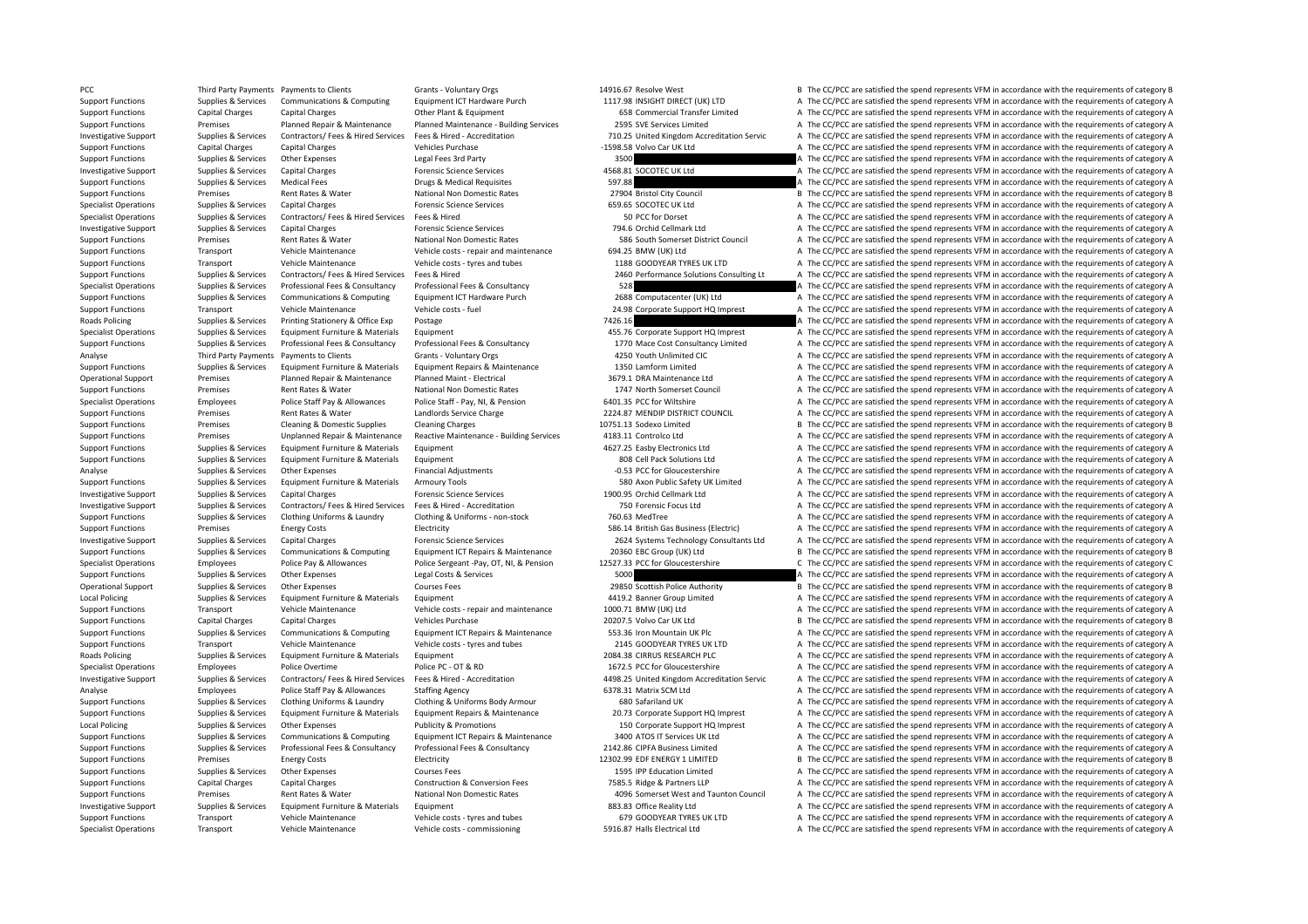| | | | | | | | |
|---|---|---|---|---|---|---|---|
| PCC | Third Party Payments | Payments to Clients | Grants - Voluntary Orgs | 14916.67 | Resolve West | B | The CC/PCC are satisfied the spend represents VFM in accordance with the requirements of category B |
| Support Functions | Supplies & Services | Communications & Computing | Equipment ICT Hardware Purch | 1117.98 | INSIGHT DIRECT (UK) LTD | A | The CC/PCC are satisfied the spend represents VFM in accordance with the requirements of category A |
| Support Functions | Capital Charges | Capital Charges | Other Plant & Equipment | 658 | Commercial Transfer Limited | A | The CC/PCC are satisfied the spend represents VFM in accordance with the requirements of category A |
| Support Functions | Premises | Planned Repair & Maintenance | Planned Maintenance - Building Services | 2595 | SVE Services Limited | A | The CC/PCC are satisfied the spend represents VFM in accordance with the requirements of category A |
| Investigative Support | Supplies & Services | Contractors/ Fees & Hired Services | Fees & Hired - Accreditation | 710.25 | United Kingdom Accreditation Servic | A | The CC/PCC are satisfied the spend represents VFM in accordance with the requirements of category A |
| Support Functions | Capital Charges | Capital Charges | Vehicles Purchase | -1598.58 | Volvo Car UK Ltd | A | The CC/PCC are satisfied the spend represents VFM in accordance with the requirements of category A |
| Support Functions | Supplies & Services | Other Expenses | Legal Fees 3rd Party | 3500 | | A | The CC/PCC are satisfied the spend represents VFM in accordance with the requirements of category A |
| Investigative Support | Supplies & Services | Capital Charges | Forensic Science Services | 4568.81 | SOCOTEC UK Ltd | A | The CC/PCC are satisfied the spend represents VFM in accordance with the requirements of category A |
| Support Functions | Supplies & Services | Medical Fees | Drugs & Medical Requisites | 597.88 | | A | The CC/PCC are satisfied the spend represents VFM in accordance with the requirements of category A |
| Support Functions | Premises | Rent Rates & Water | National Non Domestic Rates | 27904 | Bristol City Council | B | The CC/PCC are satisfied the spend represents VFM in accordance with the requirements of category B |
| Specialist Operations | Supplies & Services | Capital Charges | Forensic Science Services | 659.65 | SOCOTEC UK Ltd | A | The CC/PCC are satisfied the spend represents VFM in accordance with the requirements of category A |
| Specialist Operations | Supplies & Services | Contractors/ Fees & Hired Services | Fees & Hired | 50 | PCC for Dorset | A | The CC/PCC are satisfied the spend represents VFM in accordance with the requirements of category A |
| Investigative Support | Supplies & Services | Capital Charges | Forensic Science Services | 794.6 | Orchid Cellmark Ltd | A | The CC/PCC are satisfied the spend represents VFM in accordance with the requirements of category A |
| Support Functions | Premises | Rent Rates & Water | National Non Domestic Rates | 586 | South Somerset District Council | A | The CC/PCC are satisfied the spend represents VFM in accordance with the requirements of category A |
| Support Functions | Transport | Vehicle Maintenance | Vehicle costs - repair and maintenance | 694.25 | BMW (UK) Ltd | A | The CC/PCC are satisfied the spend represents VFM in accordance with the requirements of category A |
| Support Functions | Transport | Vehicle Maintenance | Vehicle costs - tyres and tubes | 1188 | GOODYEAR TYRES UK LTD | A | The CC/PCC are satisfied the spend represents VFM in accordance with the requirements of category A |
| Support Functions | Supplies & Services | Contractors/ Fees & Hired Services | Fees & Hired | 2460 | Performance Solutions Consulting Lt | A | The CC/PCC are satisfied the spend represents VFM in accordance with the requirements of category A |
| Specialist Operations | Supplies & Services | Professional Fees & Consultancy | Professional Fees & Consultancy | 528 | | A | The CC/PCC are satisfied the spend represents VFM in accordance with the requirements of category A |
| Support Functions | Supplies & Services | Communications & Computing | Equipment ICT Hardware Purch | 2688 | Computacenter (UK) Ltd | A | The CC/PCC are satisfied the spend represents VFM in accordance with the requirements of category A |
| Support Functions | Transport | Vehicle Maintenance | Vehicle costs - fuel | 24.98 | Corporate Support HQ Imprest | A | The CC/PCC are satisfied the spend represents VFM in accordance with the requirements of category A |
| Roads Policing | Supplies & Services | Printing Stationery & Office Exp | Postage | 7426.16 | | A | The CC/PCC are satisfied the spend represents VFM in accordance with the requirements of category A |
| Specialist Operations | Supplies & Services | Equipment Furniture & Materials | Equipment | 455.76 | Corporate Support HQ Imprest | A | The CC/PCC are satisfied the spend represents VFM in accordance with the requirements of category A |
| Support Functions | Supplies & Services | Professional Fees & Consultancy | Professional Fees & Consultancy | 1770 | Mace Cost Consultancy Limited | A | The CC/PCC are satisfied the spend represents VFM in accordance with the requirements of category A |
| Analyse | Third Party Payments | Payments to Clients | Grants - Voluntary Orgs | 4250 | Youth Unlimited CIC | A | The CC/PCC are satisfied the spend represents VFM in accordance with the requirements of category A |
| Support Functions | Supplies & Services | Equipment Furniture & Materials | Equipment Repairs & Maintenance | 1350 | Lamform Limited | A | The CC/PCC are satisfied the spend represents VFM in accordance with the requirements of category A |
| Operational Support | Premises | Planned Repair & Maintenance | Planned Maint - Electrical | 3679.1 | DRA Maintenance Ltd | A | The CC/PCC are satisfied the spend represents VFM in accordance with the requirements of category A |
| Support Functions | Premises | Rent Rates & Water | National Non Domestic Rates | 1747 | North Somerset Council | A | The CC/PCC are satisfied the spend represents VFM in accordance with the requirements of category A |
| Specialist Operations | Employees | Police Staff Pay & Allowances | Police Staff - Pay, NI, & Pension | 6401.35 | PCC for Wiltshire | A | The CC/PCC are satisfied the spend represents VFM in accordance with the requirements of category A |
| Support Functions | Premises | Rent Rates & Water | Landlords Service Charge | 2224.87 | MENDIP DISTRICT COUNCIL | A | The CC/PCC are satisfied the spend represents VFM in accordance with the requirements of category A |
| Support Functions | Premises | Cleaning & Domestic Supplies | Cleaning Charges | 10751.13 | Sodexo Limited | B | The CC/PCC are satisfied the spend represents VFM in accordance with the requirements of category B |
| Support Functions | Premises | Unplanned Repair & Maintenance | Reactive Maintenance - Building Services | 4183.11 | Controlco Ltd | A | The CC/PCC are satisfied the spend represents VFM in accordance with the requirements of category A |
| Support Functions | Supplies & Services | Equipment Furniture & Materials | Equipment | 4627.25 | Easby Electronics Ltd | A | The CC/PCC are satisfied the spend represents VFM in accordance with the requirements of category A |
| Support Functions | Supplies & Services | Equipment Furniture & Materials | Equipment | 808 | Cell Pack Solutions Ltd | A | The CC/PCC are satisfied the spend represents VFM in accordance with the requirements of category A |
| Analyse | Supplies & Services | Other Expenses | Financial Adjustments | -0.53 | PCC for Gloucestershire | A | The CC/PCC are satisfied the spend represents VFM in accordance with the requirements of category A |
| Support Functions | Supplies & Services | Equipment Furniture & Materials | Armoury Tools | 580 | Axon Public Safety UK Limited | A | The CC/PCC are satisfied the spend represents VFM in accordance with the requirements of category A |
| Investigative Support | Supplies & Services | Capital Charges | Forensic Science Services | 1900.95 | Orchid Cellmark Ltd | A | The CC/PCC are satisfied the spend represents VFM in accordance with the requirements of category A |
| Investigative Support | Supplies & Services | Contractors/ Fees & Hired Services | Fees & Hired - Accreditation | 750 | Forensic Focus Ltd | A | The CC/PCC are satisfied the spend represents VFM in accordance with the requirements of category A |
| Support Functions | Supplies & Services | Clothing Uniforms & Laundry | Clothing & Uniforms - non-stock | 760.63 | MedTree | A | The CC/PCC are satisfied the spend represents VFM in accordance with the requirements of category A |
| Support Functions | Premises | Energy Costs | Electricity | 586.14 | British Gas Business (Electric) | A | The CC/PCC are satisfied the spend represents VFM in accordance with the requirements of category A |
| Investigative Support | Supplies & Services | Capital Charges | Forensic Science Services | 2624 | Systems Technology Consultants Ltd | A | The CC/PCC are satisfied the spend represents VFM in accordance with the requirements of category A |
| Support Functions | Supplies & Services | Communications & Computing | Equipment ICT Repairs & Maintenance | 20360 | EBC Group (UK) Ltd | B | The CC/PCC are satisfied the spend represents VFM in accordance with the requirements of category B |
| Specialist Operations | Employees | Police Pay & Allowances | Police Sergeant -Pay, OT, NI, & Pension | 12527.33 | PCC for Gloucestershire | C | The CC/PCC are satisfied the spend represents VFM in accordance with the requirements of category C |
| Support Functions | Supplies & Services | Other Expenses | Legal Costs & Services | 5000 | | A | The CC/PCC are satisfied the spend represents VFM in accordance with the requirements of category A |
| Operational Support | Supplies & Services | Other Expenses | Courses Fees | 29850 | Scottish Police Authority | B | The CC/PCC are satisfied the spend represents VFM in accordance with the requirements of category B |
| Local Policing | Supplies & Services | Equipment Furniture & Materials | Equipment | 4419.2 | Banner Group Limited | A | The CC/PCC are satisfied the spend represents VFM in accordance with the requirements of category A |
| Support Functions | Transport | Vehicle Maintenance | Vehicle costs - repair and maintenance | 1000.71 | BMW (UK) Ltd | A | The CC/PCC are satisfied the spend represents VFM in accordance with the requirements of category A |
| Support Functions | Capital Charges | Capital Charges | Vehicles Purchase | 20207.5 | Volvo Car UK Ltd | B | The CC/PCC are satisfied the spend represents VFM in accordance with the requirements of category B |
| Support Functions | Supplies & Services | Communications & Computing | Equipment ICT Repairs & Maintenance | 553.36 | Iron Mountain UK Plc | A | The CC/PCC are satisfied the spend represents VFM in accordance with the requirements of category A |
| Support Functions | Transport | Vehicle Maintenance | Vehicle costs - tyres and tubes | 2145 | GOODYEAR TYRES UK LTD | A | The CC/PCC are satisfied the spend represents VFM in accordance with the requirements of category A |
| Roads Policing | Supplies & Services | Equipment Furniture & Materials | Equipment | 2084.38 | CIRRUS RESEARCH PLC | A | The CC/PCC are satisfied the spend represents VFM in accordance with the requirements of category A |
| Specialist Operations | Employees | Police Overtime | Police PC - OT & RD | 1672.5 | PCC for Gloucestershire | A | The CC/PCC are satisfied the spend represents VFM in accordance with the requirements of category A |
| Investigative Support | Supplies & Services | Contractors/ Fees & Hired Services | Fees & Hired - Accreditation | 4498.25 | United Kingdom Accreditation Servic | A | The CC/PCC are satisfied the spend represents VFM in accordance with the requirements of category A |
| Analyse | Employees | Police Staff Pay & Allowances | Staffing Agency | 6378.31 | Matrix SCM Ltd | A | The CC/PCC are satisfied the spend represents VFM in accordance with the requirements of category A |
| Support Functions | Supplies & Services | Clothing Uniforms & Laundry | Clothing & Uniforms Body Armour | 680 | Safariland UK | A | The CC/PCC are satisfied the spend represents VFM in accordance with the requirements of category A |
| Support Functions | Supplies & Services | Equipment Furniture & Materials | Equipment Repairs & Maintenance | 20.73 | Corporate Support HQ Imprest | A | The CC/PCC are satisfied the spend represents VFM in accordance with the requirements of category A |
| Local Policing | Supplies & Services | Other Expenses | Publicity & Promotions | 150 | Corporate Support HQ Imprest | A | The CC/PCC are satisfied the spend represents VFM in accordance with the requirements of category A |
| Support Functions | Supplies & Services | Communications & Computing | Equipment ICT Repairs & Maintenance | 3400 | ATOS IT Services UK Ltd | A | The CC/PCC are satisfied the spend represents VFM in accordance with the requirements of category A |
| Support Functions | Supplies & Services | Professional Fees & Consultancy | Professional Fees & Consultancy | 2142.86 | CIPFA Business Limited | A | The CC/PCC are satisfied the spend represents VFM in accordance with the requirements of category A |
| Support Functions | Premises | Energy Costs | Electricity | 12302.99 | EDF ENERGY 1 LIMITED | B | The CC/PCC are satisfied the spend represents VFM in accordance with the requirements of category B |
| Support Functions | Supplies & Services | Other Expenses | Courses Fees | 1595 | IPP Education Limited | A | The CC/PCC are satisfied the spend represents VFM in accordance with the requirements of category A |
| Support Functions | Capital Charges | Capital Charges | Construction & Conversion Fees | 7585.5 | Ridge & Partners LLP | A | The CC/PCC are satisfied the spend represents VFM in accordance with the requirements of category A |
| Support Functions | Premises | Rent Rates & Water | National Non Domestic Rates | 4096 | Somerset West and Taunton Council | A | The CC/PCC are satisfied the spend represents VFM in accordance with the requirements of category A |
| Investigative Support | Supplies & Services | Equipment Furniture & Materials | Equipment | 883.83 | Office Reality Ltd | A | The CC/PCC are satisfied the spend represents VFM in accordance with the requirements of category A |
| Support Functions | Transport | Vehicle Maintenance | Vehicle costs - tyres and tubes | 679 | GOODYEAR TYRES UK LTD | A | The CC/PCC are satisfied the spend represents VFM in accordance with the requirements of category A |
| Specialist Operations | Transport | Vehicle Maintenance | Vehicle costs - commissioning | 5916.87 | Halls Electrical Ltd | A | The CC/PCC are satisfied the spend represents VFM in accordance with the requirements of category A |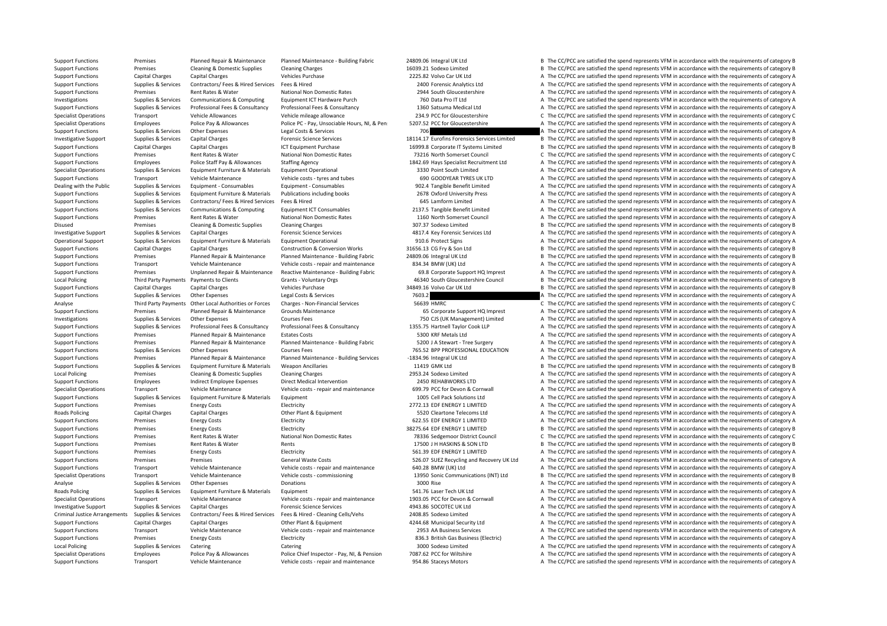| | | | | | | | |
|---|---|---|---|---|---|---|---|
| Support Functions | Premises | Planned Repair & Maintenance | Planned Maintenance - Building Fabric | 24809.06 | Integral UK Ltd | B | The CC/PCC are satisfied the spend represents VFM in accordance with the requirements of category B |
| Support Functions | Premises | Cleaning & Domestic Supplies | Cleaning Charges | 16039.21 | Sodexo Limited | B | The CC/PCC are satisfied the spend represents VFM in accordance with the requirements of category B |
| Support Functions | Capital Charges | Capital Charges | Vehicles Purchase | 2225.82 | Volvo Car UK Ltd | A | The CC/PCC are satisfied the spend represents VFM in accordance with the requirements of category A |
| Support Functions | Supplies & Services | Contractors/ Fees & Hired Services | Fees & Hired | 2400 | Forensic Analytics Ltd | A | The CC/PCC are satisfied the spend represents VFM in accordance with the requirements of category A |
| Support Functions | Premises | Rent Rates & Water | National Non Domestic Rates | 2944 | South Gloucestershire | A | The CC/PCC are satisfied the spend represents VFM in accordance with the requirements of category A |
| Investigations | Supplies & Services | Communications & Computing | Equipment ICT Hardware Purch | 760 | Data Pro IT Ltd | A | The CC/PCC are satisfied the spend represents VFM in accordance with the requirements of category A |
| Support Functions | Supplies & Services | Professional Fees & Consultancy | Professional Fees & Consultancy | 1360 | Satsuma Medical Ltd | A | The CC/PCC are satisfied the spend represents VFM in accordance with the requirements of category A |
| Specialist Operations | Transport | Vehicle Allowances | Vehicle mileage allowance | 234.9 | PCC for Gloucestershire | C | The CC/PCC are satisfied the spend represents VFM in accordance with the requirements of category C |
| Specialist Operations | Employees | Police Pay & Allowances | Police PC - Pay, Unsociable Hours, NI, & Pen | 5207.52 | PCC for Gloucestershire | A | The CC/PCC are satisfied the spend represents VFM in accordance with the requirements of category A |
| Support Functions | Supplies & Services | Other Expenses | Legal Costs & Services | 706 | | A | The CC/PCC are satisfied the spend represents VFM in accordance with the requirements of category A |
| Investigative Support | Supplies & Services | Capital Charges | Forensic Science Services | 18114.17 | Eurofins Forensics Services Limited | B | The CC/PCC are satisfied the spend represents VFM in accordance with the requirements of category B |
| Support Functions | Capital Charges | Capital Charges | ICT Equipment Purchase | 16999.8 | Corporate IT Systems Limited | B | The CC/PCC are satisfied the spend represents VFM in accordance with the requirements of category B |
| Support Functions | Premises | Rent Rates & Water | National Non Domestic Rates | 73216 | North Somerset Council | C | The CC/PCC are satisfied the spend represents VFM in accordance with the requirements of category C |
| Support Functions | Employees | Police Staff Pay & Allowances | Staffing Agency | 1842.69 | Hays Specialist Recruitment Ltd | A | The CC/PCC are satisfied the spend represents VFM in accordance with the requirements of category A |
| Specialist Operations | Supplies & Services | Equipment Furniture & Materials | Equipment Operational | 3330 | Point South Limited | A | The CC/PCC are satisfied the spend represents VFM in accordance with the requirements of category A |
| Support Functions | Transport | Vehicle Maintenance | Vehicle costs - tyres and tubes | 690 | GOODYEAR TYRES UK LTD | A | The CC/PCC are satisfied the spend represents VFM in accordance with the requirements of category A |
| Dealing with the Public | Supplies & Services | Equipment - Consumables | Equipment - Consumables | 902.4 | Tangible Benefit Limited | A | The CC/PCC are satisfied the spend represents VFM in accordance with the requirements of category A |
| Support Functions | Supplies & Services | Equipment Furniture & Materials | Publications including books | 2678 | Oxford University Press | A | The CC/PCC are satisfied the spend represents VFM in accordance with the requirements of category A |
| Support Functions | Supplies & Services | Contractors/ Fees & Hired Services | Fees & Hired | 645 | Lamform Limited | A | The CC/PCC are satisfied the spend represents VFM in accordance with the requirements of category A |
| Support Functions | Supplies & Services | Communications & Computing | Equipment ICT Consumables | 2137.5 | Tangible Benefit Limited | A | The CC/PCC are satisfied the spend represents VFM in accordance with the requirements of category A |
| Support Functions | Premises | Rent Rates & Water | National Non Domestic Rates | 1160 | North Somerset Council | A | The CC/PCC are satisfied the spend represents VFM in accordance with the requirements of category A |
| Disused | Premises | Cleaning & Domestic Supplies | Cleaning Charges | 307.37 | Sodexo Limited | B | The CC/PCC are satisfied the spend represents VFM in accordance with the requirements of category B |
| Investigative Support | Supplies & Services | Capital Charges | Forensic Science Services | 4817.4 | Key Forensic Services Ltd | A | The CC/PCC are satisfied the spend represents VFM in accordance with the requirements of category A |
| Operational Support | Supplies & Services | Equipment Furniture & Materials | Equipment Operational | 910.6 | Protect Signs | A | The CC/PCC are satisfied the spend represents VFM in accordance with the requirements of category A |
| Support Functions | Capital Charges | Capital Charges | Construction & Conversion Works | 31656.13 | CG Fry & Son Ltd | B | The CC/PCC are satisfied the spend represents VFM in accordance with the requirements of category B |
| Support Functions | Premises | Planned Repair & Maintenance | Planned Maintenance - Building Fabric | 24809.06 | Integral UK Ltd | B | The CC/PCC are satisfied the spend represents VFM in accordance with the requirements of category B |
| Support Functions | Transport | Vehicle Maintenance | Vehicle costs - repair and maintenance | 834.34 | BMW (UK) Ltd | A | The CC/PCC are satisfied the spend represents VFM in accordance with the requirements of category A |
| Support Functions | Premises | Unplanned Repair & Maintenance | Reactive Maintenance - Building Fabric | 69.8 | Corporate Support HQ Imprest | A | The CC/PCC are satisfied the spend represents VFM in accordance with the requirements of category A |
| Local Policing | Third Party Payments | Payments to Clients | Grants - Voluntary Orgs | 46340 | South Gloucestershire Council | B | The CC/PCC are satisfied the spend represents VFM in accordance with the requirements of category B |
| Support Functions | Capital Charges | Capital Charges | Vehicles Purchase | 34849.16 | Volvo Car UK Ltd | B | The CC/PCC are satisfied the spend represents VFM in accordance with the requirements of category B |
| Support Functions | Supplies & Services | Other Expenses | Legal Costs & Services | 7603.2 | | A | The CC/PCC are satisfied the spend represents VFM in accordance with the requirements of category A |
| Analyse | Third Party Payments | Other Local Authorities or Forces | Charges - Non-Financial Services | 56639 | HMRC | C | The CC/PCC are satisfied the spend represents VFM in accordance with the requirements of category C |
| Support Functions | Premises | Planned Repair & Maintenance | Grounds Maintenance | 65 | Corporate Support HQ Imprest | A | The CC/PCC are satisfied the spend represents VFM in accordance with the requirements of category A |
| Investigations | Supplies & Services | Other Expenses | Courses Fees | 750 | CJS (UK Management) Limited | A | The CC/PCC are satisfied the spend represents VFM in accordance with the requirements of category A |
| Support Functions | Supplies & Services | Professional Fees & Consultancy | Professional Fees & Consultancy | 1355.75 | Hartnell Taylor Cook LLP | A | The CC/PCC are satisfied the spend represents VFM in accordance with the requirements of category A |
| Support Functions | Premises | Planned Repair & Maintenance | Estates Costs | 5300 | KRF Metals Ltd | A | The CC/PCC are satisfied the spend represents VFM in accordance with the requirements of category A |
| Support Functions | Premises | Planned Repair & Maintenance | Planned Maintenance - Building Fabric | 5200 | J A Stewart - Tree Surgery | A | The CC/PCC are satisfied the spend represents VFM in accordance with the requirements of category A |
| Support Functions | Supplies & Services | Other Expenses | Courses Fees | 765.52 | BPP PROFESSIONAL EDUCATION | A | The CC/PCC are satisfied the spend represents VFM in accordance with the requirements of category A |
| Support Functions | Premises | Planned Repair & Maintenance | Planned Maintenance - Building Services | -1834.96 | Integral UK Ltd | A | The CC/PCC are satisfied the spend represents VFM in accordance with the requirements of category A |
| Support Functions | Supplies & Services | Equipment Furniture & Materials | Weapon Ancillaries | 11419 | GMK Ltd | B | The CC/PCC are satisfied the spend represents VFM in accordance with the requirements of category B |
| Local Policing | Premises | Cleaning & Domestic Supplies | Cleaning Charges | 2953.24 | Sodexo Limited | A | The CC/PCC are satisfied the spend represents VFM in accordance with the requirements of category A |
| Support Functions | Employees | Indirect Employee Expenses | Direct Medical Intervention | 2450 | REHABWORKS LTD | A | The CC/PCC are satisfied the spend represents VFM in accordance with the requirements of category A |
| Specialist Operations | Transport | Vehicle Maintenance | Vehicle costs - repair and maintenance | 699.79 | PCC for Devon & Cornwall | A | The CC/PCC are satisfied the spend represents VFM in accordance with the requirements of category A |
| Support Functions | Supplies & Services | Equipment Furniture & Materials | Equipment | 1005 | Cell Pack Solutions Ltd | A | The CC/PCC are satisfied the spend represents VFM in accordance with the requirements of category A |
| Support Functions | Premises | Energy Costs | Electricity | 2772.13 | EDF ENERGY 1 LIMITED | A | The CC/PCC are satisfied the spend represents VFM in accordance with the requirements of category A |
| Roads Policing | Capital Charges | Capital Charges | Other Plant & Equipment | 5520 | Cleartone Telecoms Ltd | A | The CC/PCC are satisfied the spend represents VFM in accordance with the requirements of category A |
| Support Functions | Premises | Energy Costs | Electricity | 622.55 | EDF ENERGY 1 LIMITED | A | The CC/PCC are satisfied the spend represents VFM in accordance with the requirements of category A |
| Support Functions | Premises | Energy Costs | Electricity | 38275.64 | EDF ENERGY 1 LIMITED | B | The CC/PCC are satisfied the spend represents VFM in accordance with the requirements of category B |
| Support Functions | Premises | Rent Rates & Water | National Non Domestic Rates | 78336 | Sedgemoor District Council | C | The CC/PCC are satisfied the spend represents VFM in accordance with the requirements of category C |
| Support Functions | Premises | Rent Rates & Water | Rents | 17500 | J H HASKINS & SON LTD | B | The CC/PCC are satisfied the spend represents VFM in accordance with the requirements of category B |
| Support Functions | Premises | Energy Costs | Electricity | 561.39 | EDF ENERGY 1 LIMITED | A | The CC/PCC are satisfied the spend represents VFM in accordance with the requirements of category A |
| Support Functions | Premises | Premises | General Waste Costs | 526.07 | SUEZ Recycling and Recovery UK Ltd | A | The CC/PCC are satisfied the spend represents VFM in accordance with the requirements of category A |
| Support Functions | Transport | Vehicle Maintenance | Vehicle costs - repair and maintenance | 640.28 | BMW (UK) Ltd | A | The CC/PCC are satisfied the spend represents VFM in accordance with the requirements of category A |
| Specialist Operations | Transport | Vehicle Maintenance | Vehicle costs - commissioning | 13950 | Sonic Communications (INT) Ltd | B | The CC/PCC are satisfied the spend represents VFM in accordance with the requirements of category B |
| Analyse | Supplies & Services | Other Expenses | Donations | 3000 | Rise | A | The CC/PCC are satisfied the spend represents VFM in accordance with the requirements of category A |
| Roads Policing | Supplies & Services | Equipment Furniture & Materials | Equipment | 541.76 | Laser Tech UK Ltd | A | The CC/PCC are satisfied the spend represents VFM in accordance with the requirements of category A |
| Specialist Operations | Transport | Vehicle Maintenance | Vehicle costs - repair and maintenance | 1903.05 | PCC for Devon & Cornwall | A | The CC/PCC are satisfied the spend represents VFM in accordance with the requirements of category A |
| Investigative Support | Supplies & Services | Capital Charges | Forensic Science Services | 4943.86 | SOCOTEC UK Ltd | A | The CC/PCC are satisfied the spend represents VFM in accordance with the requirements of category A |
| Criminal Justice Arrangements | Supplies & Services | Contractors/ Fees & Hired Services | Fees & Hired - Cleaning Cells/Vehs | 2408.85 | Sodexo Limited | A | The CC/PCC are satisfied the spend represents VFM in accordance with the requirements of category A |
| Support Functions | Capital Charges | Capital Charges | Other Plant & Equipment | 4244.68 | Municipal Security Ltd | A | The CC/PCC are satisfied the spend represents VFM in accordance with the requirements of category A |
| Support Functions | Transport | Vehicle Maintenance | Vehicle costs - repair and maintenance | 2953 | AA Business Services | A | The CC/PCC are satisfied the spend represents VFM in accordance with the requirements of category A |
| Support Functions | Premises | Energy Costs | Electricity | 836.3 | British Gas Business (Electric) | A | The CC/PCC are satisfied the spend represents VFM in accordance with the requirements of category A |
| Local Policing | Supplies & Services | Catering | Catering | 3000 | Sodexo Limited | A | The CC/PCC are satisfied the spend represents VFM in accordance with the requirements of category A |
| Specialist Operations | Employees | Police Pay & Allowances | Police Chief Inspector - Pay, NI, & Pension | 7087.62 | PCC for Wiltshire | A | The CC/PCC are satisfied the spend represents VFM in accordance with the requirements of category A |
| Support Functions | Transport | Vehicle Maintenance | Vehicle costs - repair and maintenance | 954.86 | Staceys Motors | A | The CC/PCC are satisfied the spend represents VFM in accordance with the requirements of category A |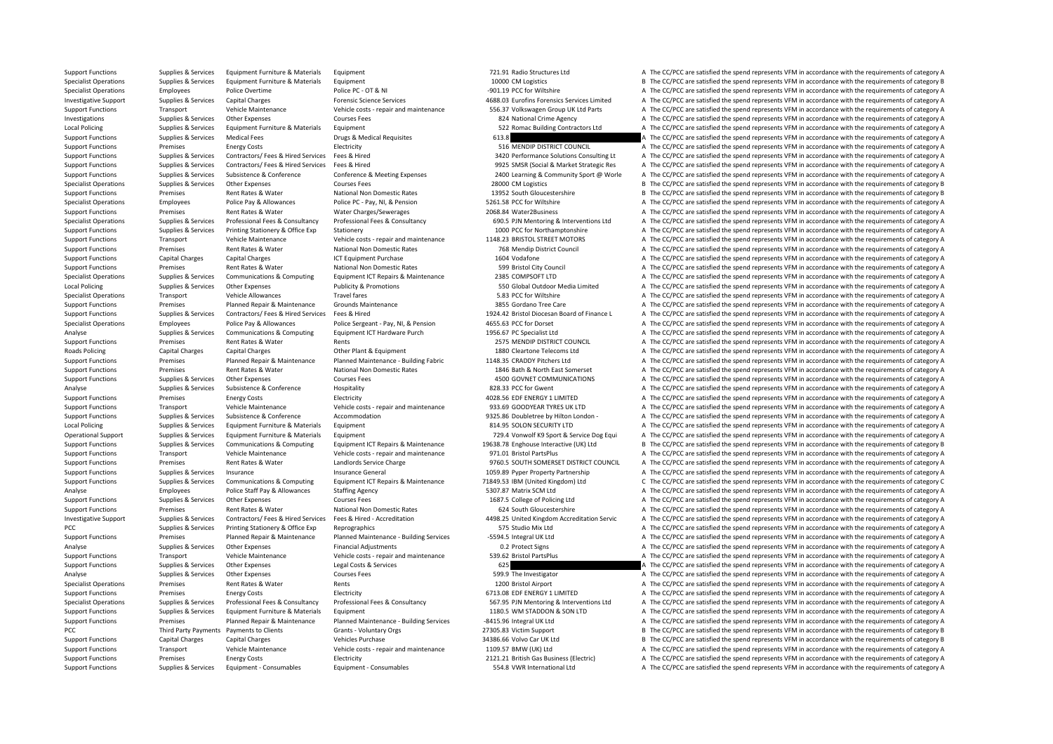| | | | | | | | |
|---|---|---|---|---|---|---|---|
| Support Functions | Supplies & Services | Equipment Furniture & Materials | Equipment | 721.91 | Radio Structures Ltd | A | The CC/PCC are satisfied the spend represents VFM in accordance with the requirements of category A |
| Specialist Operations | Supplies & Services | Equipment Furniture & Materials | Equipment | 10000 | CM Logistics | B | The CC/PCC are satisfied the spend represents VFM in accordance with the requirements of category B |
| Specialist Operations | Employees | Police Overtime | Police PC - OT & NI | -901.19 | PCC for Wiltshire | A | The CC/PCC are satisfied the spend represents VFM in accordance with the requirements of category A |
| Investigative Support | Supplies & Services | Capital Charges | Forensic Science Services | 4688.03 | Eurofins Forensics Services Limited | A | The CC/PCC are satisfied the spend represents VFM in accordance with the requirements of category A |
| Support Functions | Transport | Vehicle Maintenance | Vehicle costs - repair and maintenance | 556.37 | Volkswagen Group UK Ltd Parts | A | The CC/PCC are satisfied the spend represents VFM in accordance with the requirements of category A |
| Investigations | Supplies & Services | Other Expenses | Courses Fees | 824 | National Crime Agency | A | The CC/PCC are satisfied the spend represents VFM in accordance with the requirements of category A |
| Local Policing | Supplies & Services | Equipment Furniture & Materials | Equipment | 522 | Romac Building Contractors Ltd | A | The CC/PCC are satisfied the spend represents VFM in accordance with the requirements of category A |
| Support Functions | Supplies & Services | Medical Fees | Drugs & Medical Requisites | 613.8 | | A | The CC/PCC are satisfied the spend represents VFM in accordance with the requirements of category A |
| Support Functions | Premises | Energy Costs | Electricity | 516 | MENDIP DISTRICT COUNCIL | A | The CC/PCC are satisfied the spend represents VFM in accordance with the requirements of category A |
| Support Functions | Supplies & Services | Contractors/ Fees & Hired Services | Fees & Hired | 3420 | Performance Solutions Consulting Lt | A | The CC/PCC are satisfied the spend represents VFM in accordance with the requirements of category A |
| Support Functions | Supplies & Services | Contractors/ Fees & Hired Services | Fees & Hired | 9925 | SMSR (Social & Market Strategic Res | A | The CC/PCC are satisfied the spend represents VFM in accordance with the requirements of category A |
| Support Functions | Supplies & Services | Subsistence & Conference | Conference & Meeting Expenses | 2400 | Learning & Community Sport @ Worle | A | The CC/PCC are satisfied the spend represents VFM in accordance with the requirements of category A |
| Specialist Operations | Supplies & Services | Other Expenses | Courses Fees | 28000 | CM Logistics | B | The CC/PCC are satisfied the spend represents VFM in accordance with the requirements of category B |
| Support Functions | Premises | Rent Rates & Water | National Non Domestic Rates | 13952 | South Gloucestershire | B | The CC/PCC are satisfied the spend represents VFM in accordance with the requirements of category B |
| Specialist Operations | Employees | Police Pay & Allowances | Police PC - Pay, NI, & Pension | 5261.58 | PCC for Wiltshire | A | The CC/PCC are satisfied the spend represents VFM in accordance with the requirements of category A |
| Support Functions | Premises | Rent Rates & Water | Water Charges/Sewerages | 2068.84 | Water2Business | A | The CC/PCC are satisfied the spend represents VFM in accordance with the requirements of category A |
| Specialist Operations | Supplies & Services | Professional Fees & Consultancy | Professional Fees & Consultancy | 690.5 | PJN Mentoring & Interventions Ltd | A | The CC/PCC are satisfied the spend represents VFM in accordance with the requirements of category A |
| Support Functions | Supplies & Services | Printing Stationery & Office Exp | Stationery | 1000 | PCC for Northamptonshire | A | The CC/PCC are satisfied the spend represents VFM in accordance with the requirements of category A |
| Support Functions | Transport | Vehicle Maintenance | Vehicle costs - repair and maintenance | 1148.23 | BRISTOL STREET MOTORS | A | The CC/PCC are satisfied the spend represents VFM in accordance with the requirements of category A |
| Support Functions | Premises | Rent Rates & Water | National Non Domestic Rates | 768 | Mendip District Council | A | The CC/PCC are satisfied the spend represents VFM in accordance with the requirements of category A |
| Support Functions | Capital Charges | Capital Charges | ICT Equipment Purchase | 1604 | Vodafone | A | The CC/PCC are satisfied the spend represents VFM in accordance with the requirements of category A |
| Support Functions | Premises | Rent Rates & Water | National Non Domestic Rates | 599 | Bristol City Council | A | The CC/PCC are satisfied the spend represents VFM in accordance with the requirements of category A |
| Specialist Operations | Supplies & Services | Communications & Computing | Equipment ICT Repairs & Maintenance | 2385 | COMPSOFT LTD | A | The CC/PCC are satisfied the spend represents VFM in accordance with the requirements of category A |
| Local Policing | Supplies & Services | Other Expenses | Publicity & Promotions | 550 | Global Outdoor Media Limited | A | The CC/PCC are satisfied the spend represents VFM in accordance with the requirements of category A |
| Specialist Operations | Transport | Vehicle Allowances | Travel fares | 5.83 | PCC for Wiltshire | A | The CC/PCC are satisfied the spend represents VFM in accordance with the requirements of category A |
| Support Functions | Premises | Planned Repair & Maintenance | Grounds Maintenance | 3855 | Gordano Tree Care | A | The CC/PCC are satisfied the spend represents VFM in accordance with the requirements of category A |
| Support Functions | Supplies & Services | Contractors/ Fees & Hired Services | Fees & Hired | 1924.42 | Bristol Diocesan Board of Finance L | A | The CC/PCC are satisfied the spend represents VFM in accordance with the requirements of category A |
| Specialist Operations | Employees | Police Pay & Allowances | Police Sergeant - Pay, NI, & Pension | 4655.63 | PCC for Dorset | A | The CC/PCC are satisfied the spend represents VFM in accordance with the requirements of category A |
| Analyse | Supplies & Services | Communications & Computing | Equipment ICT Hardware Purch | 1956.67 | PC Specialist Ltd | A | The CC/PCC are satisfied the spend represents VFM in accordance with the requirements of category A |
| Support Functions | Premises | Rent Rates & Water | Rents | 2575 | MENDIP DISTRICT COUNCIL | A | The CC/PCC are satisfied the spend represents VFM in accordance with the requirements of category A |
| Roads Policing | Capital Charges | Capital Charges | Other Plant & Equipment | 1880 | Cleartone Telecoms Ltd | A | The CC/PCC are satisfied the spend represents VFM in accordance with the requirements of category A |
| Support Functions | Premises | Planned Repair & Maintenance | Planned Maintenance - Building Fabric | 1148.35 | CRADDY Pitchers Ltd | A | The CC/PCC are satisfied the spend represents VFM in accordance with the requirements of category A |
| Support Functions | Premises | Rent Rates & Water | National Non Domestic Rates | 1846 | Bath & North East Somerset | A | The CC/PCC are satisfied the spend represents VFM in accordance with the requirements of category A |
| Support Functions | Supplies & Services | Other Expenses | Courses Fees | 4500 | GOVNET COMMUNICATIONS | A | The CC/PCC are satisfied the spend represents VFM in accordance with the requirements of category A |
| Analyse | Supplies & Services | Subsistence & Conference | Hospitality | 828.33 | PCC for Gwent | A | The CC/PCC are satisfied the spend represents VFM in accordance with the requirements of category A |
| Support Functions | Premises | Energy Costs | Electricity | 4028.56 | EDF ENERGY 1 LIMITED | A | The CC/PCC are satisfied the spend represents VFM in accordance with the requirements of category A |
| Support Functions | Transport | Vehicle Maintenance | Vehicle costs - repair and maintenance | 933.69 | GOODYEAR TYRES UK LTD | A | The CC/PCC are satisfied the spend represents VFM in accordance with the requirements of category A |
| Support Functions | Supplies & Services | Subsistence & Conference | Accommodation | 9325.86 | Doubletree by Hilton London - | A | The CC/PCC are satisfied the spend represents VFM in accordance with the requirements of category A |
| Local Policing | Supplies & Services | Equipment Furniture & Materials | Equipment | 814.95 | SOLON SECURITY LTD | A | The CC/PCC are satisfied the spend represents VFM in accordance with the requirements of category A |
| Operational Support | Supplies & Services | Equipment Furniture & Materials | Equipment | 729.4 | Vonwolf K9 Sport & Service Dog Equi | A | The CC/PCC are satisfied the spend represents VFM in accordance with the requirements of category A |
| Support Functions | Supplies & Services | Communications & Computing | Equipment ICT Repairs & Maintenance | 19638.78 | Enghouse Interactive (UK) Ltd | B | The CC/PCC are satisfied the spend represents VFM in accordance with the requirements of category B |
| Support Functions | Transport | Vehicle Maintenance | Vehicle costs - repair and maintenance | 971.01 | Bristol PartsPlus | A | The CC/PCC are satisfied the spend represents VFM in accordance with the requirements of category A |
| Support Functions | Premises | Rent Rates & Water | Landlords Service Charge | 9760.5 | SOUTH SOMERSET DISTRICT COUNCIL | A | The CC/PCC are satisfied the spend represents VFM in accordance with the requirements of category A |
| Support Functions | Supplies & Services | Insurance | Insurance General | 1059.89 | Pyper Property Partnership | A | The CC/PCC are satisfied the spend represents VFM in accordance with the requirements of category A |
| Support Functions | Supplies & Services | Communications & Computing | Equipment ICT Repairs & Maintenance | 71849.53 | IBM (United Kingdom) Ltd | C | The CC/PCC are satisfied the spend represents VFM in accordance with the requirements of category C |
| Analyse | Employees | Police Staff Pay & Allowances | Staffing Agency | 5307.87 | Matrix SCM Ltd | A | The CC/PCC are satisfied the spend represents VFM in accordance with the requirements of category A |
| Support Functions | Supplies & Services | Other Expenses | Courses Fees | 1687.5 | College of Policing Ltd | A | The CC/PCC are satisfied the spend represents VFM in accordance with the requirements of category A |
| Support Functions | Premises | Rent Rates & Water | National Non Domestic Rates | 624 | South Gloucestershire | A | The CC/PCC are satisfied the spend represents VFM in accordance with the requirements of category A |
| Investigative Support | Supplies & Services | Contractors/ Fees & Hired Services | Fees & Hired - Accreditation | 4498.25 | United Kingdom Accreditation Servic | A | The CC/PCC are satisfied the spend represents VFM in accordance with the requirements of category A |
| PCC | Supplies & Services | Printing Stationery & Office Exp | Reprographics | 575 | Studio Mix Ltd | A | The CC/PCC are satisfied the spend represents VFM in accordance with the requirements of category A |
| Support Functions | Premises | Planned Repair & Maintenance | Planned Maintenance - Building Services | -5594.5 | Integral UK Ltd | A | The CC/PCC are satisfied the spend represents VFM in accordance with the requirements of category A |
| Analyse | Supplies & Services | Other Expenses | Financial Adjustments | 0.2 | Protect Signs | A | The CC/PCC are satisfied the spend represents VFM in accordance with the requirements of category A |
| Support Functions | Transport | Vehicle Maintenance | Vehicle costs - repair and maintenance | 539.62 | Bristol PartsPlus | A | The CC/PCC are satisfied the spend represents VFM in accordance with the requirements of category A |
| Support Functions | Supplies & Services | Other Expenses | Legal Costs & Services | 625 | | A | The CC/PCC are satisfied the spend represents VFM in accordance with the requirements of category A |
| Analyse | Supplies & Services | Other Expenses | Courses Fees | 599.9 | The Investigator | A | The CC/PCC are satisfied the spend represents VFM in accordance with the requirements of category A |
| Specialist Operations | Premises | Rent Rates & Water | Rents | 1200 | Bristol Airport | A | The CC/PCC are satisfied the spend represents VFM in accordance with the requirements of category A |
| Support Functions | Premises | Energy Costs | Electricity | 6713.08 | EDF ENERGY 1 LIMITED | A | The CC/PCC are satisfied the spend represents VFM in accordance with the requirements of category A |
| Specialist Operations | Supplies & Services | Professional Fees & Consultancy | Professional Fees & Consultancy | 567.95 | PJN Mentoring & Interventions Ltd | A | The CC/PCC are satisfied the spend represents VFM in accordance with the requirements of category A |
| Support Functions | Supplies & Services | Equipment Furniture & Materials | Equipment | 1180.5 | WM STADDON & SON LTD | A | The CC/PCC are satisfied the spend represents VFM in accordance with the requirements of category A |
| Support Functions | Premises | Planned Repair & Maintenance | Planned Maintenance - Building Services | -8415.96 | Integral UK Ltd | A | The CC/PCC are satisfied the spend represents VFM in accordance with the requirements of category A |
| PCC | Third Party Payments | Payments to Clients | Grants - Voluntary Orgs | 27305.83 | Victim Support | B | The CC/PCC are satisfied the spend represents VFM in accordance with the requirements of category B |
| Support Functions | Capital Charges | Capital Charges | Vehicles Purchase | 34386.66 | Volvo Car UK Ltd | B | The CC/PCC are satisfied the spend represents VFM in accordance with the requirements of category B |
| Support Functions | Transport | Vehicle Maintenance | Vehicle costs - repair and maintenance | 1109.57 | BMW (UK) Ltd | A | The CC/PCC are satisfied the spend represents VFM in accordance with the requirements of category A |
| Support Functions | Premises | Energy Costs | Electricity | 2121.21 | British Gas Business (Electric) | A | The CC/PCC are satisfied the spend represents VFM in accordance with the requirements of category A |
| Support Functions | Supplies & Services | Equipment - Consumables | Equipment - Consumables | 554.8 | VWR International Ltd | A | The CC/PCC are satisfied the spend represents VFM in accordance with the requirements of category A |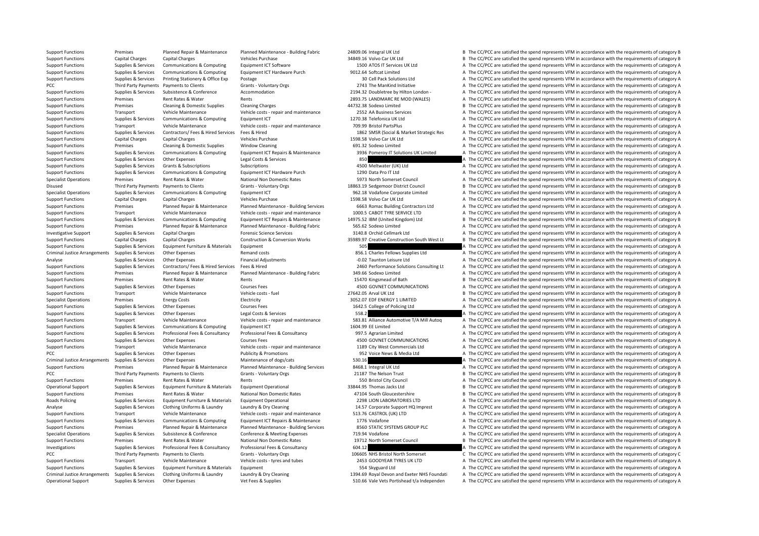| | | | | | | | |
|---|---|---|---|---|---|---|---|
| Support Functions | Premises | Planned Repair & Maintenance | Planned Maintenance - Building Fabric | 24809.06 | Integral UK Ltd | B | The CC/PCC are satisfied the spend represents VFM in accordance with the requirements of category B |
| Support Functions | Capital Charges | Capital Charges | Vehicles Purchase | 34849.16 | Volvo Car UK Ltd | B | The CC/PCC are satisfied the spend represents VFM in accordance with the requirements of category B |
| Support Functions | Supplies & Services | Communications & Computing | Equipment ICT Software | 1500 | ATOS IT Services UK Ltd | A | The CC/PCC are satisfied the spend represents VFM in accordance with the requirements of category A |
| Support Functions | Supplies & Services | Communications & Computing | Equipment ICT Hardware Purch | 9012.64 | Softcat Limited | A | The CC/PCC are satisfied the spend represents VFM in accordance with the requirements of category A |
| Support Functions | Supplies & Services | Printing Stationery & Office Exp | Postage | 30 | Cell Pack Solutions Ltd | A | The CC/PCC are satisfied the spend represents VFM in accordance with the requirements of category A |
| PCC | Third Party Payments | Payments to Clients | Grants - Voluntary Orgs | 2743 | The ManKind Initiative | A | The CC/PCC are satisfied the spend represents VFM in accordance with the requirements of category A |
| Support Functions | Supplies & Services | Subsistence & Conference | Accommodation | 2194.32 | Doubletree by Hilton London - | A | The CC/PCC are satisfied the spend represents VFM in accordance with the requirements of category A |
| Support Functions | Premises | Rent Rates & Water | Rents | 2893.75 | LANDMARC RE MOD (WALES) | A | The CC/PCC are satisfied the spend represents VFM in accordance with the requirements of category A |
| Support Functions | Premises | Cleaning & Domestic Supplies | Cleaning Charges | 44732.38 | Sodexo Limited | B | The CC/PCC are satisfied the spend represents VFM in accordance with the requirements of category B |
| Support Functions | Transport | Vehicle Maintenance | Vehicle costs - repair and maintenance | 2552 | AA Business Services | A | The CC/PCC are satisfied the spend represents VFM in accordance with the requirements of category A |
| Support Functions | Supplies & Services | Communications & Computing | Equipment ICT | 1270.38 | Telefonica UK Ltd | A | The CC/PCC are satisfied the spend represents VFM in accordance with the requirements of category A |
| Support Functions | Transport | Vehicle Maintenance | Vehicle costs - repair and maintenance | 709.99 | Bristol PartsPlus | A | The CC/PCC are satisfied the spend represents VFM in accordance with the requirements of category A |
| Support Functions | Supplies & Services | Contractors/ Fees & Hired Services | Fees & Hired | 1862 | SMSR (Social & Market Strategic Res | A | The CC/PCC are satisfied the spend represents VFM in accordance with the requirements of category A |
| Support Functions | Capital Charges | Capital Charges | Vehicles Purchase | 1598.58 | Volvo Car UK Ltd | A | The CC/PCC are satisfied the spend represents VFM in accordance with the requirements of category A |
| Support Functions | Premises | Cleaning & Domestic Supplies | Window Cleaning | 691.32 | Sodexo Limited | A | The CC/PCC are satisfied the spend represents VFM in accordance with the requirements of category A |
| Support Functions | Supplies & Services | Communications & Computing | Equipment ICT Repairs & Maintenance | 3936 | Pomeroy IT Solutions UK Limited | A | The CC/PCC are satisfied the spend represents VFM in accordance with the requirements of category A |
| Support Functions | Supplies & Services | Other Expenses | Legal Costs & Services | 850 | | A | The CC/PCC are satisfied the spend represents VFM in accordance with the requirements of category A |
| Support Functions | Supplies & Services | Grants & Subscriptions | Subscriptions | 4500 | Meltwater (UK) Ltd | A | The CC/PCC are satisfied the spend represents VFM in accordance with the requirements of category A |
| Support Functions | Supplies & Services | Communications & Computing | Equipment ICT Hardware Purch | 1290 | Data Pro IT Ltd | A | The CC/PCC are satisfied the spend represents VFM in accordance with the requirements of category A |
| Specialist Operations | Premises | Rent Rates & Water | National Non Domestic Rates | 5973 | North Somerset Council | A | The CC/PCC are satisfied the spend represents VFM in accordance with the requirements of category A |
| Disused | Third Party Payments | Payments to Clients | Grants - Voluntary Orgs | 18863.19 | Sedgemoor District Council | B | The CC/PCC are satisfied the spend represents VFM in accordance with the requirements of category B |
| Specialist Operations | Supplies & Services | Communications & Computing | Equipment ICT | 962.18 | Vodafone Corporate Limited | A | The CC/PCC are satisfied the spend represents VFM in accordance with the requirements of category A |
| Support Functions | Capital Charges | Capital Charges | Vehicles Purchase | 1598.58 | Volvo Car UK Ltd | A | The CC/PCC are satisfied the spend represents VFM in accordance with the requirements of category A |
| Support Functions | Premises | Planned Repair & Maintenance | Planned Maintenance - Building Services | 6663 | Romac Building Contractors Ltd | A | The CC/PCC are satisfied the spend represents VFM in accordance with the requirements of category A |
| Support Functions | Transport | Vehicle Maintenance | Vehicle costs - repair and maintenance | 1000.5 | CABOT TYRE SERVICE LTD | A | The CC/PCC are satisfied the spend represents VFM in accordance with the requirements of category A |
| Support Functions | Supplies & Services | Communications & Computing | Equipment ICT Repairs & Maintenance | 14975.52 | IBM (United Kingdom) Ltd | B | The CC/PCC are satisfied the spend represents VFM in accordance with the requirements of category B |
| Support Functions | Premises | Planned Repair & Maintenance | Planned Maintenance - Building Fabric | 565.62 | Sodexo Limited | A | The CC/PCC are satisfied the spend represents VFM in accordance with the requirements of category A |
| Investigative Support | Supplies & Services | Capital Charges | Forensic Science Services | 3140.8 | Orchid Cellmark Ltd | A | The CC/PCC are satisfied the spend represents VFM in accordance with the requirements of category A |
| Support Functions | Capital Charges | Capital Charges | Construction & Conversion Works | 35989.97 | Creative Construction South West Lt | B | The CC/PCC are satisfied the spend represents VFM in accordance with the requirements of category B |
| Support Functions | Supplies & Services | Equipment Furniture & Materials | Equipment | 505 | | A | The CC/PCC are satisfied the spend represents VFM in accordance with the requirements of category A |
| Criminal Justice Arrangements | Supplies & Services | Other Expenses | Remand costs | 856.1 | Charles Fellows Supplies Ltd | A | The CC/PCC are satisfied the spend represents VFM in accordance with the requirements of category A |
| Analyse | Supplies & Services | Other Expenses | Financial Adjustments | -0.02 | Taunton Leisure Ltd | A | The CC/PCC are satisfied the spend represents VFM in accordance with the requirements of category A |
| Support Functions | Supplies & Services | Contractors/ Fees & Hired Services | Fees & Hired | 2460 | Performance Solutions Consulting Lt | A | The CC/PCC are satisfied the spend represents VFM in accordance with the requirements of category A |
| Support Functions | Premises | Planned Repair & Maintenance | Planned Maintenance - Building Fabric | 349.66 | Sodexo Limited | A | The CC/PCC are satisfied the spend represents VFM in accordance with the requirements of category A |
| Support Functions | Premises | Rent Rates & Water | Rents | 15470 | Kingsmead of Bath | B | The CC/PCC are satisfied the spend represents VFM in accordance with the requirements of category B |
| Support Functions | Supplies & Services | Other Expenses | Courses Fees | 4500 | GOVNET COMMUNICATIONS | A | The CC/PCC are satisfied the spend represents VFM in accordance with the requirements of category A |
| Support Functions | Transport | Vehicle Maintenance | Vehicle costs - fuel | 27642.05 | Arval UK Ltd | B | The CC/PCC are satisfied the spend represents VFM in accordance with the requirements of category B |
| Specialist Operations | Premises | Energy Costs | Electricity | 3052.07 | EDF ENERGY 1 LIMITED | A | The CC/PCC are satisfied the spend represents VFM in accordance with the requirements of category A |
| Support Functions | Supplies & Services | Other Expenses | Courses Fees | 1642.5 | College of Policing Ltd | A | The CC/PCC are satisfied the spend represents VFM in accordance with the requirements of category A |
| Support Functions | Supplies & Services | Other Expenses | Legal Costs & Services | 558.2 | | A | The CC/PCC are satisfied the spend represents VFM in accordance with the requirements of category A |
| Support Functions | Transport | Vehicle Maintenance | Vehicle costs - repair and maintenance | 583.81 | Alliance Automotive T/A Mill Autoq | A | The CC/PCC are satisfied the spend represents VFM in accordance with the requirements of category A |
| Support Functions | Supplies & Services | Communications & Computing | Equipment ICT | 1604.99 | EE Limited | A | The CC/PCC are satisfied the spend represents VFM in accordance with the requirements of category A |
| Support Functions | Supplies & Services | Professional Fees & Consultancy | Professional Fees & Consultancy | 997.5 | Agrarian Limited | A | The CC/PCC are satisfied the spend represents VFM in accordance with the requirements of category A |
| Support Functions | Supplies & Services | Other Expenses | Courses Fees | 4500 | GOVNET COMMUNICATIONS | A | The CC/PCC are satisfied the spend represents VFM in accordance with the requirements of category A |
| Support Functions | Transport | Vehicle Maintenance | Vehicle costs - repair and maintenance | 1189 | City West Commercials Ltd | A | The CC/PCC are satisfied the spend represents VFM in accordance with the requirements of category A |
| PCC | Supplies & Services | Other Expenses | Publicity & Promotions | 952 | Voice News & Media Ltd | A | The CC/PCC are satisfied the spend represents VFM in accordance with the requirements of category A |
| Criminal Justice Arrangements | Supplies & Services | Other Expenses | Maintenance of dogs/cats | 530.16 | | A | The CC/PCC are satisfied the spend represents VFM in accordance with the requirements of category A |
| Support Functions | Premises | Planned Repair & Maintenance | Planned Maintenance - Building Services | 8468.1 | Integral UK Ltd | A | The CC/PCC are satisfied the spend represents VFM in accordance with the requirements of category A |
| PCC | Third Party Payments | Payments to Clients | Grants - Voluntary Orgs | 21187 | The Nelson Trust | B | The CC/PCC are satisfied the spend represents VFM in accordance with the requirements of category B |
| Support Functions | Premises | Rent Rates & Water | Rents | 550 | Bristol City Council | A | The CC/PCC are satisfied the spend represents VFM in accordance with the requirements of category A |
| Operational Support | Supplies & Services | Equipment Furniture & Materials | Equipment Operational | 33844.95 | Thomas Jacks Ltd | B | The CC/PCC are satisfied the spend represents VFM in accordance with the requirements of category B |
| Support Functions | Premises | Rent Rates & Water | National Non Domestic Rates | 47104 | South Gloucestershire | B | The CC/PCC are satisfied the spend represents VFM in accordance with the requirements of category B |
| Roads Policing | Supplies & Services | Equipment Furniture & Materials | Equipment Operational | 2298 | LION LABORATORIES LTD | A | The CC/PCC are satisfied the spend represents VFM in accordance with the requirements of category A |
| Analyse | Supplies & Services | Clothing Uniforms & Laundry | Laundry & Dry Cleaning | 14.57 | Corporate Support HQ Imprest | A | The CC/PCC are satisfied the spend represents VFM in accordance with the requirements of category A |
| Support Functions | Transport | Vehicle Maintenance | Vehicle costs - repair and maintenance | 513.76 | CASTROL (UK) LTD | A | The CC/PCC are satisfied the spend represents VFM in accordance with the requirements of category A |
| Support Functions | Supplies & Services | Communications & Computing | Equipment ICT Repairs & Maintenance | 1776 | Vodafone | A | The CC/PCC are satisfied the spend represents VFM in accordance with the requirements of category A |
| Support Functions | Premises | Planned Repair & Maintenance | Planned Maintenance - Building Services | 8560 | STATIC SYSTEMS GROUP PLC | A | The CC/PCC are satisfied the spend represents VFM in accordance with the requirements of category A |
| Specialist Operations | Supplies & Services | Subsistence & Conference | Conference & Meeting Expenses | 719.94 | Vodafone | A | The CC/PCC are satisfied the spend represents VFM in accordance with the requirements of category A |
| Support Functions | Premises | Rent Rates & Water | National Non Domestic Rates | 19712 | North Somerset Council | B | The CC/PCC are satisfied the spend represents VFM in accordance with the requirements of category B |
| Investigations | Supplies & Services | Professional Fees & Consultancy | Professional Fees & Consultancy | 604.12 | | A | The CC/PCC are satisfied the spend represents VFM in accordance with the requirements of category A |
| PCC | Third Party Payments | Payments to Clients | Grants - Voluntary Orgs | 106605 | NHS Bristol North Somerset | C | The CC/PCC are satisfied the spend represents VFM in accordance with the requirements of category C |
| Support Functions | Transport | Vehicle Maintenance | Vehicle costs - tyres and tubes | 2453 | GOODYEAR TYRES UK LTD | A | The CC/PCC are satisfied the spend represents VFM in accordance with the requirements of category A |
| Support Functions | Supplies & Services | Equipment Furniture & Materials | Equipment | 554 | Skyguard Ltd | A | The CC/PCC are satisfied the spend represents VFM in accordance with the requirements of category A |
| Criminal Justice Arrangements | Supplies & Services | Clothing Uniforms & Laundry | Laundry & Dry Cleaning | 1394.69 | Royal Devon and Exeter NHS Foundati | A | The CC/PCC are satisfied the spend represents VFM in accordance with the requirements of category A |
| Operational Support | Supplies & Services | Other Expenses | Vet Fees & Supplies | 510.66 | Vale Vets Portishead t/a Independen | A | The CC/PCC are satisfied the spend represents VFM in accordance with the requirements of category A |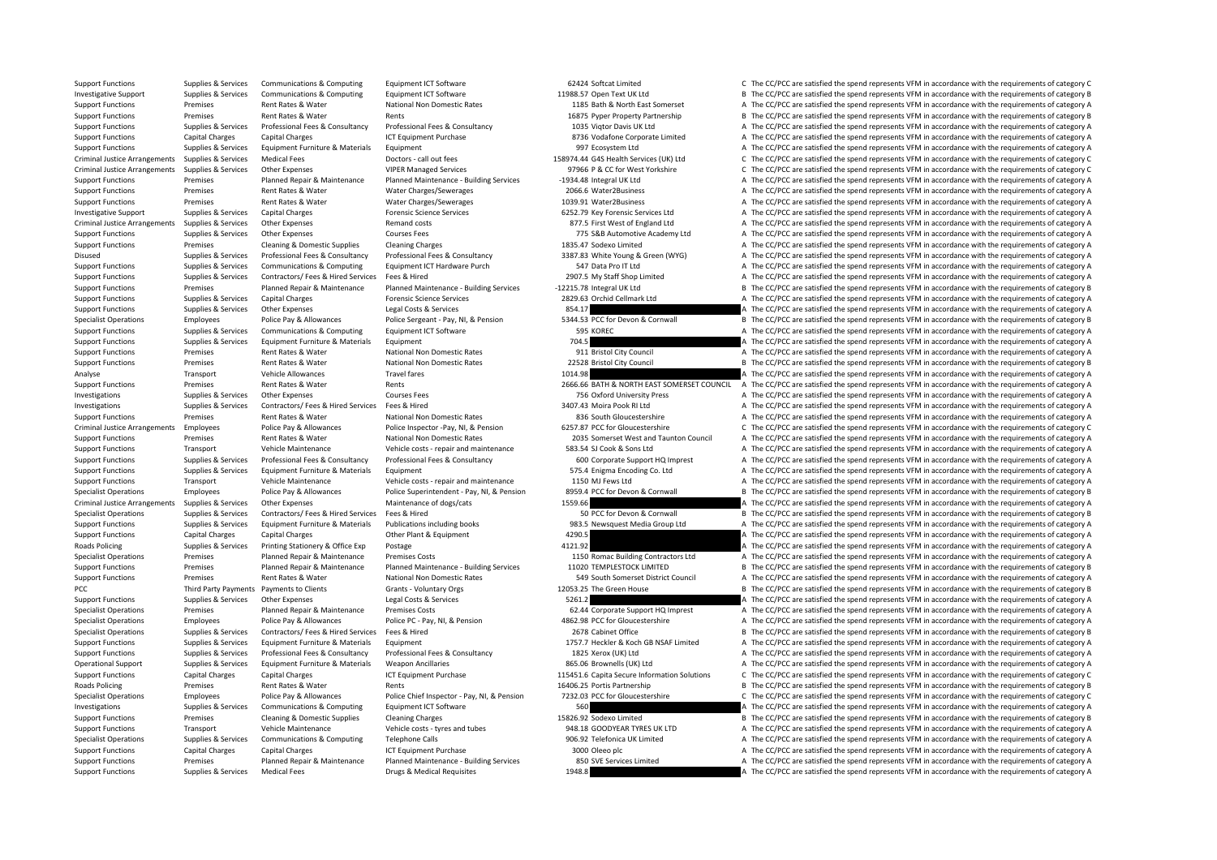| Support Functions | Supplies & Services | Communications & Computing | Equipment ICT Software | 62424 | Softcat Limited | C | The CC/PCC are satisfied the spend represents VFM in accordance with the requirements of category C |
|---|---|---|---|---|---|---|---|
| Investigative Support | Supplies & Services | Communications & Computing | Equipment ICT Software | 11988.57 | Open Text UK Ltd | B | The CC/PCC are satisfied the spend represents VFM in accordance with the requirements of category B |
| Support Functions | Premises | Rent Rates & Water | National Non Domestic Rates | 1185 | Bath & North East Somerset | A | The CC/PCC are satisfied the spend represents VFM in accordance with the requirements of category A |
| Support Functions | Premises | Rent Rates & Water | Rents | 16875 | Pyper Property Partnership | B | The CC/PCC are satisfied the spend represents VFM in accordance with the requirements of category B |
| Support Functions | Supplies & Services | Professional Fees & Consultancy | Professional Fees & Consultancy | 1035 | Viqtor Davis UK Ltd | A | The CC/PCC are satisfied the spend represents VFM in accordance with the requirements of category A |
| Support Functions | Capital Charges | Capital Charges | ICT Equipment Purchase | 8736 | Vodafone Corporate Limited | A | The CC/PCC are satisfied the spend represents VFM in accordance with the requirements of category A |
| Support Functions | Supplies & Services | Equipment Furniture & Materials | Equipment | 997 | Ecosystem Ltd | A | The CC/PCC are satisfied the spend represents VFM in accordance with the requirements of category A |
| Criminal Justice Arrangements | Supplies & Services | Medical Fees | Doctors - call out fees | 158974.44 | G4S Health Services (UK) Ltd | C | The CC/PCC are satisfied the spend represents VFM in accordance with the requirements of category C |
| Criminal Justice Arrangements | Supplies & Services | Other Expenses | VIPER Managed Services | 97966 | P & CC for West Yorkshire | C | The CC/PCC are satisfied the spend represents VFM in accordance with the requirements of category C |
| Support Functions | Premises | Planned Repair & Maintenance | Planned Maintenance - Building Services | -1934.48 | Integral UK Ltd | A | The CC/PCC are satisfied the spend represents VFM in accordance with the requirements of category A |
| Support Functions | Premises | Rent Rates & Water | Water Charges/Sewerages | 2066.6 | Water2Business | A | The CC/PCC are satisfied the spend represents VFM in accordance with the requirements of category A |
| Support Functions | Premises | Rent Rates & Water | Water Charges/Sewerages | 1039.91 | Water2Business | A | The CC/PCC are satisfied the spend represents VFM in accordance with the requirements of category A |
| Investigative Support | Supplies & Services | Capital Charges | Forensic Science Services | 6252.79 | Key Forensic Services Ltd | A | The CC/PCC are satisfied the spend represents VFM in accordance with the requirements of category A |
| Criminal Justice Arrangements | Supplies & Services | Other Expenses | Remand costs | 877.5 | First West of England Ltd | A | The CC/PCC are satisfied the spend represents VFM in accordance with the requirements of category A |
| Support Functions | Supplies & Services | Other Expenses | Courses Fees | 775 | S&B Automotive Academy Ltd | A | The CC/PCC are satisfied the spend represents VFM in accordance with the requirements of category A |
| Support Functions | Premises | Cleaning & Domestic Supplies | Cleaning Charges | 1835.47 | Sodexo Limited | A | The CC/PCC are satisfied the spend represents VFM in accordance with the requirements of category A |
| Disused | Supplies & Services | Professional Fees & Consultancy | Professional Fees & Consultancy | 3387.83 | White Young & Green (WYG) | A | The CC/PCC are satisfied the spend represents VFM in accordance with the requirements of category A |
| Support Functions | Supplies & Services | Communications & Computing | Equipment ICT Hardware Purch | 547 | Data Pro IT Ltd | A | The CC/PCC are satisfied the spend represents VFM in accordance with the requirements of category A |
| Support Functions | Supplies & Services | Contractors/ Fees & Hired Services | Fees & Hired | 2907.5 | My Staff Shop Limited | A | The CC/PCC are satisfied the spend represents VFM in accordance with the requirements of category A |
| Support Functions | Premises | Planned Repair & Maintenance | Planned Maintenance - Building Services | -12215.78 | Integral UK Ltd | B | The CC/PCC are satisfied the spend represents VFM in accordance with the requirements of category B |
| Support Functions | Supplies & Services | Capital Charges | Forensic Science Services | 2829.63 | Orchid Cellmark Ltd | A | The CC/PCC are satisfied the spend represents VFM in accordance with the requirements of category A |
| Support Functions | Supplies & Services | Other Expenses | Legal Costs & Services | 854.17 | | A | The CC/PCC are satisfied the spend represents VFM in accordance with the requirements of category A |
| Specialist Operations | Employees | Police Pay & Allowances | Police Sergeant - Pay, NI, & Pension | 5344.53 | PCC for Devon & Cornwall | B | The CC/PCC are satisfied the spend represents VFM in accordance with the requirements of category B |
| Support Functions | Supplies & Services | Communications & Computing | Equipment ICT Software | 595 | KOREC | A | The CC/PCC are satisfied the spend represents VFM in accordance with the requirements of category A |
| Support Functions | Supplies & Services | Equipment Furniture & Materials | Equipment | 704.5 | | A | The CC/PCC are satisfied the spend represents VFM in accordance with the requirements of category A |
| Support Functions | Premises | Rent Rates & Water | National Non Domestic Rates | 911 | Bristol City Council | A | The CC/PCC are satisfied the spend represents VFM in accordance with the requirements of category A |
| Support Functions | Premises | Rent Rates & Water | National Non Domestic Rates | 22528 | Bristol City Council | B | The CC/PCC are satisfied the spend represents VFM in accordance with the requirements of category B |
| Analyse | Transport | Vehicle Allowances | Travel fares | 1014.98 | | A | The CC/PCC are satisfied the spend represents VFM in accordance with the requirements of category A |
| Support Functions | Premises | Rent Rates & Water | Rents | 2666.66 | BATH & NORTH EAST SOMERSET COUNCIL | A | The CC/PCC are satisfied the spend represents VFM in accordance with the requirements of category A |
| Investigations | Supplies & Services | Other Expenses | Courses Fees | 756 | Oxford University Press | A | The CC/PCC are satisfied the spend represents VFM in accordance with the requirements of category A |
| Investigations | Supplies & Services | Contractors/ Fees & Hired Services | Fees & Hired | 3407.43 | Moira Pook RI Ltd | A | The CC/PCC are satisfied the spend represents VFM in accordance with the requirements of category A |
| Support Functions | Premises | Rent Rates & Water | National Non Domestic Rates | 836 | South Gloucestershire | A | The CC/PCC are satisfied the spend represents VFM in accordance with the requirements of category A |
| Criminal Justice Arrangements | Employees | Police Pay & Allowances | Police Inspector -Pay, NI, & Pension | 6257.87 | PCC for Gloucestershire | C | The CC/PCC are satisfied the spend represents VFM in accordance with the requirements of category C |
| Support Functions | Premises | Rent Rates & Water | National Non Domestic Rates | 2035 | Somerset West and Taunton Council | A | The CC/PCC are satisfied the spend represents VFM in accordance with the requirements of category A |
| Support Functions | Transport | Vehicle Maintenance | Vehicle costs - repair and maintenance | 583.54 | SJ Cook & Sons Ltd | A | The CC/PCC are satisfied the spend represents VFM in accordance with the requirements of category A |
| Support Functions | Supplies & Services | Professional Fees & Consultancy | Professional Fees & Consultancy | 600 | Corporate Support HQ Imprest | A | The CC/PCC are satisfied the spend represents VFM in accordance with the requirements of category A |
| Support Functions | Supplies & Services | Equipment Furniture & Materials | Equipment | 575.4 | Enigma Encoding Co. Ltd | A | The CC/PCC are satisfied the spend represents VFM in accordance with the requirements of category A |
| Support Functions | Transport | Vehicle Maintenance | Vehicle costs - repair and maintenance | 1150 | MJ Fews Ltd | A | The CC/PCC are satisfied the spend represents VFM in accordance with the requirements of category A |
| Specialist Operations | Employees | Police Pay & Allowances | Police Superintendent - Pay, NI, & Pension | 8959.4 | PCC for Devon & Cornwall | B | The CC/PCC are satisfied the spend represents VFM in accordance with the requirements of category B |
| Criminal Justice Arrangements | Supplies & Services | Other Expenses | Maintenance of dogs/cats | 1559.66 | | A | The CC/PCC are satisfied the spend represents VFM in accordance with the requirements of category A |
| Specialist Operations | Supplies & Services | Contractors/ Fees & Hired Services | Fees & Hired | 50 | PCC for Devon & Cornwall | B | The CC/PCC are satisfied the spend represents VFM in accordance with the requirements of category B |
| Support Functions | Supplies & Services | Equipment Furniture & Materials | Publications including books | 983.5 | Newsquest Media Group Ltd | A | The CC/PCC are satisfied the spend represents VFM in accordance with the requirements of category A |
| Support Functions | Capital Charges | Capital Charges | Other Plant & Equipment | 4290.5 | | A | The CC/PCC are satisfied the spend represents VFM in accordance with the requirements of category A |
| Roads Policing | Supplies & Services | Printing Stationery & Office Exp | Postage | 4121.92 | | A | The CC/PCC are satisfied the spend represents VFM in accordance with the requirements of category A |
| Specialist Operations | Premises | Planned Repair & Maintenance | Premises Costs | 1150 | Romac Building Contractors Ltd | A | The CC/PCC are satisfied the spend represents VFM in accordance with the requirements of category A |
| Support Functions | Premises | Planned Repair & Maintenance | Planned Maintenance - Building Services | 11020 | TEMPLESTOCK LIMITED | B | The CC/PCC are satisfied the spend represents VFM in accordance with the requirements of category B |
| Support Functions | Premises | Rent Rates & Water | National Non Domestic Rates | 549 | South Somerset District Council | A | The CC/PCC are satisfied the spend represents VFM in accordance with the requirements of category A |
| PCC | Third Party Payments | Payments to Clients | Grants - Voluntary Orgs | 12053.25 | The Green House | B | The CC/PCC are satisfied the spend represents VFM in accordance with the requirements of category B |
| Support Functions | Supplies & Services | Other Expenses | Legal Costs & Services | 5261.2 | | A | The CC/PCC are satisfied the spend represents VFM in accordance with the requirements of category A |
| Specialist Operations | Premises | Planned Repair & Maintenance | Premises Costs | 62.44 | Corporate Support HQ Imprest | A | The CC/PCC are satisfied the spend represents VFM in accordance with the requirements of category A |
| Specialist Operations | Employees | Police Pay & Allowances | Police PC - Pay, NI, & Pension | 4862.98 | PCC for Gloucestershire | A | The CC/PCC are satisfied the spend represents VFM in accordance with the requirements of category A |
| Specialist Operations | Supplies & Services | Contractors/ Fees & Hired Services | Fees & Hired | 2678 | Cabinet Office | B | The CC/PCC are satisfied the spend represents VFM in accordance with the requirements of category B |
| Support Functions | Supplies & Services | Equipment Furniture & Materials | Equipment | 1757.7 | Heckler & Koch GB NSAF Limited | A | The CC/PCC are satisfied the spend represents VFM in accordance with the requirements of category A |
| Support Functions | Supplies & Services | Professional Fees & Consultancy | Professional Fees & Consultancy | 1825 | Xerox (UK) Ltd | A | The CC/PCC are satisfied the spend represents VFM in accordance with the requirements of category A |
| Operational Support | Supplies & Services | Equipment Furniture & Materials | Weapon Ancillaries | 865.06 | Brownells (UK) Ltd | A | The CC/PCC are satisfied the spend represents VFM in accordance with the requirements of category A |
| Support Functions | Capital Charges | Capital Charges | ICT Equipment Purchase | 115451.6 | Capita Secure Information Solutions | C | The CC/PCC are satisfied the spend represents VFM in accordance with the requirements of category C |
| Roads Policing | Premises | Rent Rates & Water | Rents | 16406.25 | Portis Partnership | B | The CC/PCC are satisfied the spend represents VFM in accordance with the requirements of category B |
| Specialist Operations | Employees | Police Pay & Allowances | Police Chief Inspector - Pay, NI, & Pension | 7232.03 | PCC for Gloucestershire | C | The CC/PCC are satisfied the spend represents VFM in accordance with the requirements of category C |
| Investigations | Supplies & Services | Communications & Computing | Equipment ICT Software | 560 | | A | The CC/PCC are satisfied the spend represents VFM in accordance with the requirements of category A |
| Support Functions | Premises | Cleaning & Domestic Supplies | Cleaning Charges | 15826.92 | Sodexo Limited | B | The CC/PCC are satisfied the spend represents VFM in accordance with the requirements of category B |
| Support Functions | Transport | Vehicle Maintenance | Vehicle costs - tyres and tubes | 948.18 | GOODYEAR TYRES UK LTD | A | The CC/PCC are satisfied the spend represents VFM in accordance with the requirements of category A |
| Specialist Operations | Supplies & Services | Communications & Computing | Telephone Calls | 906.92 | Telefonica UK Limited | A | The CC/PCC are satisfied the spend represents VFM in accordance with the requirements of category A |
| Support Functions | Capital Charges | Capital Charges | ICT Equipment Purchase | 3000 | Oleeo plc | A | The CC/PCC are satisfied the spend represents VFM in accordance with the requirements of category A |
| Support Functions | Premises | Planned Repair & Maintenance | Planned Maintenance - Building Services | 850 | SVE Services Limited | A | The CC/PCC are satisfied the spend represents VFM in accordance with the requirements of category A |
| Support Functions | Supplies & Services | Medical Fees | Drugs & Medical Requisites | 1948.8 | | A | The CC/PCC are satisfied the spend represents VFM in accordance with the requirements of category A |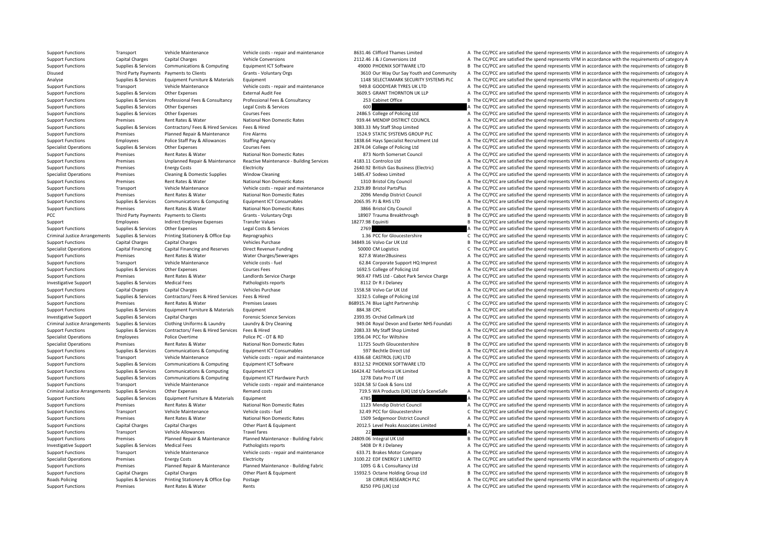| | | | | | | | |
|---|---|---|---|---|---|---|---|
| Support Functions | Transport | Vehicle Maintenance | Vehicle costs - repair and maintenance | 8631.46 | Clifford Thames Limited | A | The CC/PCC are satisfied the spend represents VFM in accordance with the requirements of category A |
| Support Functions | Capital Charges | Capital Charges | Vehicle Conversions | 2112.46 | J & J Conversions Ltd | A | The CC/PCC are satisfied the spend represents VFM in accordance with the requirements of category A |
| Support Functions | Supplies & Services | Communications & Computing | Equipment ICT Software | 49000 | PHOENIX SOFTWARE LTD | B | The CC/PCC are satisfied the spend represents VFM in accordance with the requirements of category B |
| Disused | Third Party Payments | Payments to Clients | Grants - Voluntary Orgs | 3610 | Our Way Our Say Youth and Community | A | The CC/PCC are satisfied the spend represents VFM in accordance with the requirements of category A |
| Analyse | Supplies & Services | Equipment Furniture & Materials | Equipment | 1148 | SELECTAMARK SECURITY SYSTEMS PLC | A | The CC/PCC are satisfied the spend represents VFM in accordance with the requirements of category A |
| Support Functions | Transport | Vehicle Maintenance | Vehicle costs - repair and maintenance | 949.8 | GOODYEAR TYRES UK LTD | A | The CC/PCC are satisfied the spend represents VFM in accordance with the requirements of category A |
| Support Functions | Supplies & Services | Other Expenses | External Audit Fee | 3609.5 | GRANT THORNTON UK LLP | A | The CC/PCC are satisfied the spend represents VFM in accordance with the requirements of category A |
| Support Functions | Supplies & Services | Professional Fees & Consultancy | Professional Fees & Consultancy | 253 | Cabinet Office | B | The CC/PCC are satisfied the spend represents VFM in accordance with the requirements of category B |
| Support Functions | Supplies & Services | Other Expenses | Legal Costs & Services | 600 | | A | The CC/PCC are satisfied the spend represents VFM in accordance with the requirements of category A |
| Support Functions | Supplies & Services | Other Expenses | Courses Fees | 2486.5 | College of Policing Ltd | A | The CC/PCC are satisfied the spend represents VFM in accordance with the requirements of category A |
| Support Functions | Premises | Rent Rates & Water | National Non Domestic Rates | 939.44 | MENDIP DISTRICT COUNCIL | A | The CC/PCC are satisfied the spend represents VFM in accordance with the requirements of category A |
| Support Functions | Supplies & Services | Contractors/ Fees & Hired Services | Fees & Hired | 3083.33 | My Staff Shop Limited | A | The CC/PCC are satisfied the spend represents VFM in accordance with the requirements of category A |
| Support Functions | Premises | Planned Repair & Maintenance | Fire Alarms | 1524.9 | STATIC SYSTEMS GROUP PLC | A | The CC/PCC are satisfied the spend represents VFM in accordance with the requirements of category A |
| Support Functions | Employees | Police Staff Pay & Allowances | Staffing Agency | 1838.64 | Hays Specialist Recruitment Ltd | A | The CC/PCC are satisfied the spend represents VFM in accordance with the requirements of category A |
| Specialist Operations | Supplies & Services | Other Expenses | Courses Fees | 2874.04 | College of Policing Ltd | A | The CC/PCC are satisfied the spend represents VFM in accordance with the requirements of category A |
| Support Functions | Premises | Rent Rates & Water | National Non Domestic Rates | 873 | North Somerset Council | A | The CC/PCC are satisfied the spend represents VFM in accordance with the requirements of category A |
| Support Functions | Premises | Unplanned Repair & Maintenance | Reactive Maintenance - Building Services | 4183.11 | Controlco Ltd | A | The CC/PCC are satisfied the spend represents VFM in accordance with the requirements of category A |
| Support Functions | Premises | Energy Costs | Electricity | 2640.92 | British Gas Business (Electric) | A | The CC/PCC are satisfied the spend represents VFM in accordance with the requirements of category A |
| Specialist Operations | Premises | Cleaning & Domestic Supplies | Window Cleaning | 1485.47 | Sodexo Limited | A | The CC/PCC are satisfied the spend represents VFM in accordance with the requirements of category A |
| Support Functions | Premises | Rent Rates & Water | National Non Domestic Rates | 1310 | Bristol City Council | A | The CC/PCC are satisfied the spend represents VFM in accordance with the requirements of category A |
| Support Functions | Transport | Vehicle Maintenance | Vehicle costs - repair and maintenance | 2329.89 | Bristol PartsPlus | A | The CC/PCC are satisfied the spend represents VFM in accordance with the requirements of category A |
| Support Functions | Premises | Rent Rates & Water | National Non Domestic Rates | 2096 | Mendip District Council | A | The CC/PCC are satisfied the spend represents VFM in accordance with the requirements of category A |
| Support Functions | Supplies & Services | Communications & Computing | Equipment ICT Consumables | 2065.95 | PJ & RHS LTD | A | The CC/PCC are satisfied the spend represents VFM in accordance with the requirements of category A |
| Support Functions | Premises | Rent Rates & Water | National Non Domestic Rates | 3866 | Bristol City Council | A | The CC/PCC are satisfied the spend represents VFM in accordance with the requirements of category A |
| PCC | Third Party Payments | Payments to Clients | Grants - Voluntary Orgs | 18907 | Trauma Breakthrough | B | The CC/PCC are satisfied the spend represents VFM in accordance with the requirements of category B |
| Support | Employees | Indirect Employee Expenses | Transfer Values | 18277.98 | Equiniti | B | The CC/PCC are satisfied the spend represents VFM in accordance with the requirements of category B |
| Support Functions | Supplies & Services | Other Expenses | Legal Costs & Services | 2769 | | A | The CC/PCC are satisfied the spend represents VFM in accordance with the requirements of category A |
| Criminal Justice Arrangements | Supplies & Services | Printing Stationery & Office Exp | Reprographics | 1.36 | PCC for Gloucestershire | C | The CC/PCC are satisfied the spend represents VFM in accordance with the requirements of category C |
| Support Functions | Capital Charges | Capital Charges | Vehicles Purchase | 34849.16 | Volvo Car UK Ltd | B | The CC/PCC are satisfied the spend represents VFM in accordance with the requirements of category B |
| Specialist Operations | Capital Financing | Capital Financing and Reserves | Direct Revenue Funding | 50000 | CM Logistics | C | The CC/PCC are satisfied the spend represents VFM in accordance with the requirements of category C |
| Support Functions | Premises | Rent Rates & Water | Water Charges/Sewerages | 827.8 | Water2Business | A | The CC/PCC are satisfied the spend represents VFM in accordance with the requirements of category A |
| Support Functions | Transport | Vehicle Maintenance | Vehicle costs - fuel | 62.84 | Corporate Support HQ Imprest | A | The CC/PCC are satisfied the spend represents VFM in accordance with the requirements of category A |
| Support Functions | Supplies & Services | Other Expenses | Courses Fees | 1692.5 | College of Policing Ltd | A | The CC/PCC are satisfied the spend represents VFM in accordance with the requirements of category A |
| Support Functions | Premises | Rent Rates & Water | Landlords Service Charge | 969.47 | FMS Ltd - Cabot Park Service Charge | A | The CC/PCC are satisfied the spend represents VFM in accordance with the requirements of category A |
| Investigative Support | Supplies & Services | Medical Fees | Pathologists reports | 8112 | Dr R J Delaney | A | The CC/PCC are satisfied the spend represents VFM in accordance with the requirements of category A |
| Support Functions | Capital Charges | Capital Charges | Vehicles Purchase | 1558.58 | Volvo Car UK Ltd | A | The CC/PCC are satisfied the spend represents VFM in accordance with the requirements of category A |
| Support Functions | Supplies & Services | Contractors/ Fees & Hired Services | Fees & Hired | 3232.5 | College of Policing Ltd | A | The CC/PCC are satisfied the spend represents VFM in accordance with the requirements of category A |
| Support Functions | Premises | Rent Rates & Water | Premises Leases | 868915.74 | Blue Light Partnership | C | The CC/PCC are satisfied the spend represents VFM in accordance with the requirements of category C |
| Support Functions | Supplies & Services | Equipment Furniture & Materials | Equipment | 884.38 | CPC | A | The CC/PCC are satisfied the spend represents VFM in accordance with the requirements of category A |
| Investigative Support | Supplies & Services | Capital Charges | Forensic Science Services | 2393.95 | Orchid Cellmark Ltd | A | The CC/PCC are satisfied the spend represents VFM in accordance with the requirements of category A |
| Criminal Justice Arrangements | Supplies & Services | Clothing Uniforms & Laundry | Laundry & Dry Cleaning | 949.04 | Royal Devon and Exeter NHS Foundati | A | The CC/PCC are satisfied the spend represents VFM in accordance with the requirements of category A |
| Support Functions | Supplies & Services | Contractors/ Fees & Hired Services | Fees & Hired | 2083.33 | My Staff Shop Limited | A | The CC/PCC are satisfied the spend represents VFM in accordance with the requirements of category A |
| Specialist Operations | Employees | Police Overtime | Police PC - OT & RD | 1956.04 | PCC for Wiltshire | A | The CC/PCC are satisfied the spend represents VFM in accordance with the requirements of category A |
| Specialist Operations | Premises | Rent Rates & Water | National Non Domestic Rates | 11725 | South Gloucestershire | B | The CC/PCC are satisfied the spend represents VFM in accordance with the requirements of category B |
| Support Functions | Supplies & Services | Communications & Computing | Equipment ICT Consumables | 597 | Bechtle Direct Ltd | A | The CC/PCC are satisfied the spend represents VFM in accordance with the requirements of category A |
| Support Functions | Transport | Vehicle Maintenance | Vehicle costs - repair and maintenance | 4336.68 | CASTROL (UK) LTD | A | The CC/PCC are satisfied the spend represents VFM in accordance with the requirements of category A |
| Support Functions | Supplies & Services | Communications & Computing | Equipment ICT Software | 8312.52 | PHOENIX SOFTWARE LTD | A | The CC/PCC are satisfied the spend represents VFM in accordance with the requirements of category A |
| Support Functions | Supplies & Services | Communications & Computing | Equipment ICT | 16424.42 | Telefonica UK Limited | B | The CC/PCC are satisfied the spend represents VFM in accordance with the requirements of category B |
| Support Functions | Supplies & Services | Communications & Computing | Equipment ICT Hardware Purch | 1278 | Data Pro IT Ltd | A | The CC/PCC are satisfied the spend represents VFM in accordance with the requirements of category A |
| Support Functions | Transport | Vehicle Maintenance | Vehicle costs - repair and maintenance | 1024.58 | SJ Cook & Sons Ltd | A | The CC/PCC are satisfied the spend represents VFM in accordance with the requirements of category A |
| Criminal Justice Arrangements | Supplies & Services | Other Expenses | Remand costs | 719.5 | WA Products (UK) Ltd t/a SceneSafe | A | The CC/PCC are satisfied the spend represents VFM in accordance with the requirements of category A |
| Support Functions | Supplies & Services | Equipment Furniture & Materials | Equipment | 4785 | | A | The CC/PCC are satisfied the spend represents VFM in accordance with the requirements of category A |
| Support Functions | Premises | Rent Rates & Water | National Non Domestic Rates | 1123 | Mendip District Council | A | The CC/PCC are satisfied the spend represents VFM in accordance with the requirements of category A |
| Support Functions | Transport | Vehicle Maintenance | Vehicle costs - fuel | 32.49 | PCC for Gloucestershire | C | The CC/PCC are satisfied the spend represents VFM in accordance with the requirements of category C |
| Support Functions | Premises | Rent Rates & Water | National Non Domestic Rates | 1509 | Sedgemoor District Council | A | The CC/PCC are satisfied the spend represents VFM in accordance with the requirements of category A |
| Support Functions | Capital Charges | Capital Charges | Other Plant & Equipment | 2012.5 | Level Peaks Associates Limited | A | The CC/PCC are satisfied the spend represents VFM in accordance with the requirements of category A |
| Support Functions | Transport | Vehicle Allowances | Travel fares | 22 | | A | The CC/PCC are satisfied the spend represents VFM in accordance with the requirements of category A |
| Support Functions | Premises | Planned Repair & Maintenance | Planned Maintenance - Building Fabric | 24809.06 | Integral UK Ltd | B | The CC/PCC are satisfied the spend represents VFM in accordance with the requirements of category B |
| Investigative Support | Supplies & Services | Medical Fees | Pathologists reports | 5408 | Dr R J Delaney | A | The CC/PCC are satisfied the spend represents VFM in accordance with the requirements of category A |
| Support Functions | Transport | Vehicle Maintenance | Vehicle costs - repair and maintenance | 633.71 | Brakes Motor Company | A | The CC/PCC are satisfied the spend represents VFM in accordance with the requirements of category A |
| Specialist Operations | Premises | Energy Costs | Electricity | 3100.22 | EDF ENERGY 1 LIMITED | A | The CC/PCC are satisfied the spend represents VFM in accordance with the requirements of category A |
| Support Functions | Premises | Planned Repair & Maintenance | Planned Maintenance - Building Fabric | 1095 | G & L Consultancy Ltd | A | The CC/PCC are satisfied the spend represents VFM in accordance with the requirements of category A |
| Support Functions | Capital Charges | Capital Charges | Other Plant & Equipment | 15932.5 | Octane Holding Group Ltd | B | The CC/PCC are satisfied the spend represents VFM in accordance with the requirements of category B |
| Roads Policing | Supplies & Services | Printing Stationery & Office Exp | Postage | 18 | CIRRUS RESEARCH PLC | A | The CC/PCC are satisfied the spend represents VFM in accordance with the requirements of category A |
| Support Functions | Premises | Rent Rates & Water | Rents | 8250 | FPG (UK) Ltd | A | The CC/PCC are satisfied the spend represents VFM in accordance with the requirements of category A |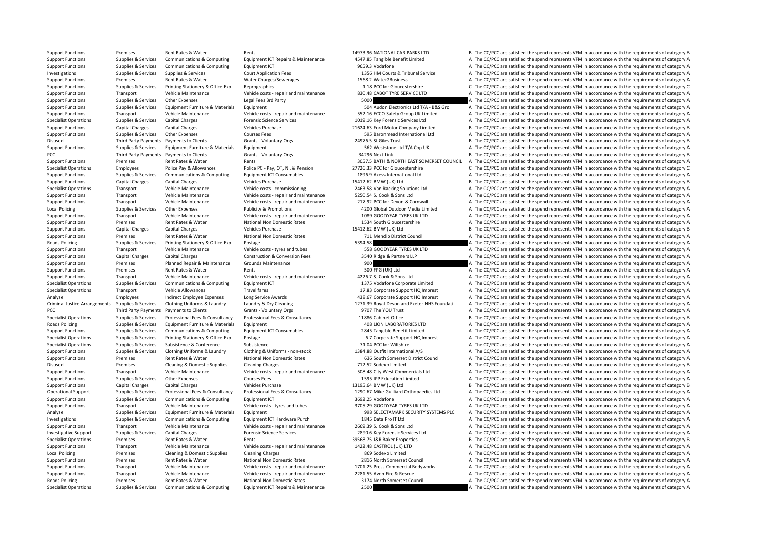| | | | | | | |
|---|---|---|---|---|---|---|
| Support Functions | Premises | Rent Rates & Water | Rents | 14973.96 | NATIONAL CAR PARKS LTD | B The CC/PCC are satisfied the spend represents VFM in accordance with the requirements of category B |
| Support Functions | Supplies & Services | Communications & Computing | Equipment ICT Repairs & Maintenance | 4547.85 | Tangible Benefit Limited | A The CC/PCC are satisfied the spend represents VFM in accordance with the requirements of category A |
| Support Functions | Supplies & Services | Communications & Computing | Equipment ICT | 9659.3 | Vodafone | A The CC/PCC are satisfied the spend represents VFM in accordance with the requirements of category A |
| Investigations | Supplies & Services | Supplies & Services | Court Application Fees | 1356 | HM Courts & Tribunal Service | A The CC/PCC are satisfied the spend represents VFM in accordance with the requirements of category A |
| Support Functions | Premises | Rent Rates & Water | Water Charges/Sewerages | 1568.2 | Water2Business | A The CC/PCC are satisfied the spend represents VFM in accordance with the requirements of category A |
| Support Functions | Supplies & Services | Printing Stationery & Office Exp | Reprographics | 1.18 | PCC for Gloucestershire | C The CC/PCC are satisfied the spend represents VFM in accordance with the requirements of category C |
| Support Functions | Transport | Vehicle Maintenance | Vehicle costs - repair and maintenance | 830.48 | CABOT TYRE SERVICE LTD | A The CC/PCC are satisfied the spend represents VFM in accordance with the requirements of category A |
| Support Functions | Supplies & Services | Other Expenses | Legal Fees 3rd Party | 5000 | | A The CC/PCC are satisfied the spend represents VFM in accordance with the requirements of category A |
| Support Functions | Supplies & Services | Equipment Furniture & Materials | Equipment | 504 | Audon Electronics Ltd T/A - B&S Gro | A The CC/PCC are satisfied the spend represents VFM in accordance with the requirements of category A |
| Support Functions | Transport | Vehicle Maintenance | Vehicle costs - repair and maintenance | 552.16 | ECCO Safety Group UK Limited | A The CC/PCC are satisfied the spend represents VFM in accordance with the requirements of category A |
| Specialist Operations | Supplies & Services | Capital Charges | Forensic Science Services | 1019.16 | Key Forensic Services Ltd | A The CC/PCC are satisfied the spend represents VFM in accordance with the requirements of category A |
| Support Functions | Capital Charges | Capital Charges | Vehicles Purchase | 21624.63 | Ford Motor Company Limited | B The CC/PCC are satisfied the spend represents VFM in accordance with the requirements of category B |
| Support Functions | Supplies & Services | Other Expenses | Courses Fees | 595 | Baronmead International Ltd | A The CC/PCC are satisfied the spend represents VFM in accordance with the requirements of category A |
| Disused | Third Party Payments | Payments to Clients | Grants - Voluntary Orgs | 24976.5 | St Giles Trust | B The CC/PCC are satisfied the spend represents VFM in accordance with the requirements of category B |
| Support Functions | Supplies & Services | Equipment Furniture & Materials | Equipment | 562 | Weststone Ltd T/A Cop UK | A The CC/PCC are satisfied the spend represents VFM in accordance with the requirements of category A |
| PCC | Third Party Payments | Payments to Clients | Grants - Voluntary Orgs | 34296 | Next Link | B The CC/PCC are satisfied the spend represents VFM in accordance with the requirements of category B |
| Support Functions | Premises | Rent Rates & Water | Rents | 3057.5 | BATH & NORTH EAST SOMERSET COUNCIL | A The CC/PCC are satisfied the spend represents VFM in accordance with the requirements of category A |
| Specialist Operations | Employees | Police Pay & Allowances | Police PC - Pay, OT, NI, & Pension | 27726.33 | PCC for Gloucestershire | C The CC/PCC are satisfied the spend represents VFM in accordance with the requirements of category C |
| Support Functions | Supplies & Services | Communications & Computing | Equipment ICT Consumables | 1896.9 | Axess International Ltd | A The CC/PCC are satisfied the spend represents VFM in accordance with the requirements of category A |
| Support Functions | Capital Charges | Capital Charges | Vehicles Purchase | 15412.62 | BMW (UK) Ltd | B The CC/PCC are satisfied the spend represents VFM in accordance with the requirements of category B |
| Specialist Operations | Transport | Vehicle Maintenance | Vehicle costs - commissioning | 2463.58 | Van Racking Solutions Ltd | A The CC/PCC are satisfied the spend represents VFM in accordance with the requirements of category A |
| Support Functions | Transport | Vehicle Maintenance | Vehicle costs - repair and maintenance | 5250.54 | SJ Cook & Sons Ltd | A The CC/PCC are satisfied the spend represents VFM in accordance with the requirements of category A |
| Support Functions | Transport | Vehicle Maintenance | Vehicle costs - repair and maintenance | 217.92 | PCC for Devon & Cornwall | A The CC/PCC are satisfied the spend represents VFM in accordance with the requirements of category A |
| Local Policing | Supplies & Services | Other Expenses | Publicity & Promotions | 4200 | Global Outdoor Media Limited | A The CC/PCC are satisfied the spend represents VFM in accordance with the requirements of category A |
| Support Functions | Transport | Vehicle Maintenance | Vehicle costs - repair and maintenance | 1089 | GOODYEAR TYRES UK LTD | A The CC/PCC are satisfied the spend represents VFM in accordance with the requirements of category A |
| Support Functions | Premises | Rent Rates & Water | National Non Domestic Rates | 1534 | South Gloucestershire | A The CC/PCC are satisfied the spend represents VFM in accordance with the requirements of category A |
| Support Functions | Capital Charges | Capital Charges | Vehicles Purchase | 15412.62 | BMW (UK) Ltd | B The CC/PCC are satisfied the spend represents VFM in accordance with the requirements of category B |
| Support Functions | Premises | Rent Rates & Water | National Non Domestic Rates | 711 | Mendip District Council | A The CC/PCC are satisfied the spend represents VFM in accordance with the requirements of category A |
| Roads Policing | Supplies & Services | Printing Stationery & Office Exp | Postage | 5394.58 | | A The CC/PCC are satisfied the spend represents VFM in accordance with the requirements of category A |
| Support Functions | Transport | Vehicle Maintenance | Vehicle costs - tyres and tubes | 558 | GOODYEAR TYRES UK LTD | A The CC/PCC are satisfied the spend represents VFM in accordance with the requirements of category A |
| Support Functions | Capital Charges | Capital Charges | Construction & Conversion Fees | 3540 | Ridge & Partners LLP | A The CC/PCC are satisfied the spend represents VFM in accordance with the requirements of category A |
| Support Functions | Premises | Planned Repair & Maintenance | Grounds Maintenance | 900 | | A The CC/PCC are satisfied the spend represents VFM in accordance with the requirements of category A |
| Support Functions | Premises | Rent Rates & Water | Rents | 500 | FPG (UK) Ltd | A The CC/PCC are satisfied the spend represents VFM in accordance with the requirements of category A |
| Support Functions | Transport | Vehicle Maintenance | Vehicle costs - repair and maintenance | 4226.7 | SJ Cook & Sons Ltd | A The CC/PCC are satisfied the spend represents VFM in accordance with the requirements of category A |
| Specialist Operations | Supplies & Services | Communications & Computing | Equipment ICT | 1375 | Vodafone Corporate Limited | A The CC/PCC are satisfied the spend represents VFM in accordance with the requirements of category A |
| Specialist Operations | Transport | Vehicle Allowances | Travel fares | 17.83 | Corporate Support HQ Imprest | A The CC/PCC are satisfied the spend represents VFM in accordance with the requirements of category A |
| Analyse | Employees | Indirect Employee Expenses | Long Service Awards | 438.67 | Corporate Support HQ Imprest | A The CC/PCC are satisfied the spend represents VFM in accordance with the requirements of category A |
| Criminal Justice Arrangements | Supplies & Services | Clothing Uniforms & Laundry | Laundry & Dry Cleaning | 1271.39 | Royal Devon and Exeter NHS Foundati | A The CC/PCC are satisfied the spend represents VFM in accordance with the requirements of category A |
| PCC | Third Party Payments | Payments to Clients | Grants - Voluntary Orgs | 9707 | The YOU Trust | A The CC/PCC are satisfied the spend represents VFM in accordance with the requirements of category A |
| Specialist Operations | Supplies & Services | Professional Fees & Consultancy | Professional Fees & Consultancy | 11886 | Cabinet Office | B The CC/PCC are satisfied the spend represents VFM in accordance with the requirements of category B |
| Roads Policing | Supplies & Services | Equipment Furniture & Materials | Equipment | 408 | LION LABORATORIES LTD | A The CC/PCC are satisfied the spend represents VFM in accordance with the requirements of category A |
| Support Functions | Supplies & Services | Communications & Computing | Equipment ICT Consumables | 2845 | Tangible Benefit Limited | A The CC/PCC are satisfied the spend represents VFM in accordance with the requirements of category A |
| Specialist Operations | Supplies & Services | Printing Stationery & Office Exp | Postage | 6.7 | Corporate Support HQ Imprest | A The CC/PCC are satisfied the spend represents VFM in accordance with the requirements of category A |
| Specialist Operations | Supplies & Services | Subsistence & Conference | Subsistence | 71.04 | PCC for Wiltshire | A The CC/PCC are satisfied the spend represents VFM in accordance with the requirements of category A |
| Support Functions | Supplies & Services | Clothing Uniforms & Laundry | Clothing & Uniforms - non-stock | 1384.88 | Outfit International A/S | A The CC/PCC are satisfied the spend represents VFM in accordance with the requirements of category A |
| Support Functions | Premises | Rent Rates & Water | National Non Domestic Rates | 636 | South Somerset District Council | A The CC/PCC are satisfied the spend represents VFM in accordance with the requirements of category A |
| Disused | Premises | Cleaning & Domestic Supplies | Cleaning Charges | 712.52 | Sodexo Limited | B The CC/PCC are satisfied the spend represents VFM in accordance with the requirements of category B |
| Support Functions | Transport | Vehicle Maintenance | Vehicle costs - repair and maintenance | 508.48 | City West Commercials Ltd | A The CC/PCC are satisfied the spend represents VFM in accordance with the requirements of category A |
| Support Functions | Supplies & Services | Other Expenses | Courses Fees | 1595 | IPP Education Limited | A The CC/PCC are satisfied the spend represents VFM in accordance with the requirements of category A |
| Support Functions | Capital Charges | Capital Charges | Vehicles Purchase | 13195.64 | BMW (UK) Ltd | B The CC/PCC are satisfied the spend represents VFM in accordance with the requirements of category B |
| Operational Support | Supplies & Services | Professional Fees & Consultancy | Professional Fees & Consultancy | 1290.67 | Mike Guilliard Orthopaedics Ltd | A The CC/PCC are satisfied the spend represents VFM in accordance with the requirements of category A |
| Support Functions | Supplies & Services | Communications & Computing | Equipment ICT | 3692.25 | Vodafone | A The CC/PCC are satisfied the spend represents VFM in accordance with the requirements of category A |
| Support Functions | Transport | Vehicle Maintenance | Vehicle costs - tyres and tubes | 3705.29 | GOODYEAR TYRES UK LTD | A The CC/PCC are satisfied the spend represents VFM in accordance with the requirements of category A |
| Analyse | Supplies & Services | Equipment Furniture & Materials | Equipment | 998 | SELECTAMARK SECURITY SYSTEMS PLC | A The CC/PCC are satisfied the spend represents VFM in accordance with the requirements of category A |
| Investigations | Supplies & Services | Communications & Computing | Equipment ICT Hardware Purch | 1845 | Data Pro IT Ltd | A The CC/PCC are satisfied the spend represents VFM in accordance with the requirements of category A |
| Support Functions | Transport | Vehicle Maintenance | Vehicle costs - repair and maintenance | 2669.39 | SJ Cook & Sons Ltd | A The CC/PCC are satisfied the spend represents VFM in accordance with the requirements of category A |
| Investigative Support | Supplies & Services | Capital Charges | Forensic Science Services | 2890.6 | Key Forensic Services Ltd | A The CC/PCC are satisfied the spend represents VFM in accordance with the requirements of category A |
| Specialist Operations | Premises | Rent Rates & Water | Rents | 39568.75 | J&R Baker Properties | B The CC/PCC are satisfied the spend represents VFM in accordance with the requirements of category B |
| Support Functions | Transport | Vehicle Maintenance | Vehicle costs - repair and maintenance | 1422.48 | CASTROL (UK) LTD | A The CC/PCC are satisfied the spend represents VFM in accordance with the requirements of category A |
| Local Policing | Premises | Cleaning & Domestic Supplies | Cleaning Charges | 869 | Sodexo Limited | A The CC/PCC are satisfied the spend represents VFM in accordance with the requirements of category A |
| Support Functions | Premises | Rent Rates & Water | National Non Domestic Rates | 2816 | North Somerset Council | A The CC/PCC are satisfied the spend represents VFM in accordance with the requirements of category A |
| Support Functions | Transport | Vehicle Maintenance | Vehicle costs - repair and maintenance | 1701.25 | Press Commercial Bodyworks | A The CC/PCC are satisfied the spend represents VFM in accordance with the requirements of category A |
| Support Functions | Transport | Vehicle Maintenance | Vehicle costs - repair and maintenance | 2281.55 | Avon Fire & Rescue | A The CC/PCC are satisfied the spend represents VFM in accordance with the requirements of category A |
| Roads Policing | Premises | Rent Rates & Water | National Non Domestic Rates | 3174 | North Somerset Council | A The CC/PCC are satisfied the spend represents VFM in accordance with the requirements of category A |
| Specialist Operations | Supplies & Services | Communications & Computing | Equipment ICT Repairs & Maintenance | 2500 | | A The CC/PCC are satisfied the spend represents VFM in accordance with the requirements of category A |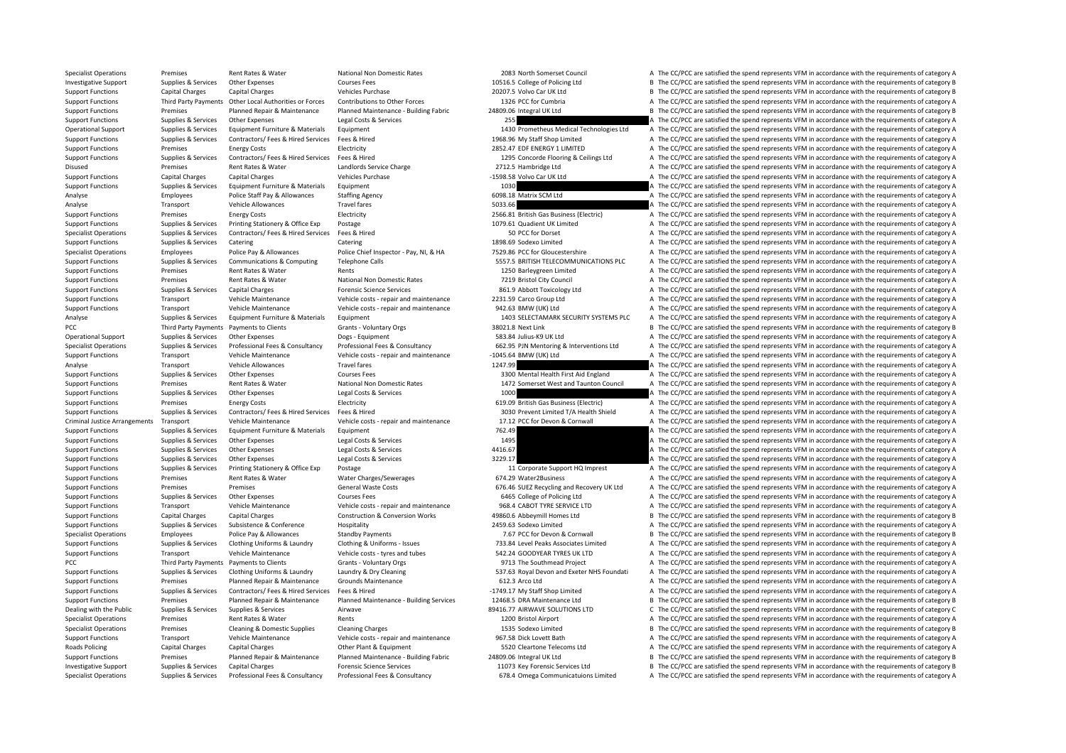| | | | | | | | |
|---|---|---|---|---|---|---|---|
| Specialist Operations | Premises | Rent Rates & Water | National Non Domestic Rates | 2083 | North Somerset Council | A | The CC/PCC are satisfied the spend represents VFM in accordance with the requirements of category A |
| Investigative Support | Supplies & Services | Other Expenses | Courses Fees | 10516.5 | College of Policing Ltd | B | The CC/PCC are satisfied the spend represents VFM in accordance with the requirements of category B |
| Support Functions | Capital Charges | Capital Charges | Vehicles Purchase | 20207.5 | Volvo Car UK Ltd | B | The CC/PCC are satisfied the spend represents VFM in accordance with the requirements of category B |
| Support Functions | Third Party Payments | Other Local Authorities or Forces | Contributions to Other Forces | 1326 | PCC for Cumbria | A | The CC/PCC are satisfied the spend represents VFM in accordance with the requirements of category A |
| Support Functions | Premises | Planned Repair & Maintenance | Planned Maintenance - Building Fabric | 24809.06 | Integral UK Ltd | B | The CC/PCC are satisfied the spend represents VFM in accordance with the requirements of category B |
| Support Functions | Supplies & Services | Other Expenses | Legal Costs & Services | 255 | | A | The CC/PCC are satisfied the spend represents VFM in accordance with the requirements of category A |
| Operational Support | Supplies & Services | Equipment Furniture & Materials | Equipment | 1430 | Prometheus Medical Technologies Ltd | A | The CC/PCC are satisfied the spend represents VFM in accordance with the requirements of category A |
| Support Functions | Supplies & Services | Contractors/ Fees & Hired Services | Fees & Hired | 1968.96 | My Staff Shop Limited | A | The CC/PCC are satisfied the spend represents VFM in accordance with the requirements of category A |
| Support Functions | Premises | Energy Costs | Electricity | 2852.47 | EDF ENERGY 1 LIMITED | A | The CC/PCC are satisfied the spend represents VFM in accordance with the requirements of category A |
| Support Functions | Supplies & Services | Contractors/ Fees & Hired Services | Fees & Hired | 1295 | Concorde Flooring & Ceilings Ltd | A | The CC/PCC are satisfied the spend represents VFM in accordance with the requirements of category A |
| Disused | Premises | Rent Rates & Water | Landlords Service Charge | 2712.5 | Hambridge Ltd | A | The CC/PCC are satisfied the spend represents VFM in accordance with the requirements of category A |
| Support Functions | Capital Charges | Capital Charges | Vehicles Purchase | -1598.58 | Volvo Car UK Ltd | A | The CC/PCC are satisfied the spend represents VFM in accordance with the requirements of category A |
| Support Functions | Supplies & Services | Equipment Furniture & Materials | Equipment | 1030 | | A | The CC/PCC are satisfied the spend represents VFM in accordance with the requirements of category A |
| Analyse | Employees | Police Staff Pay & Allowances | Staffing Agency | 6098.18 | Matrix SCM Ltd | A | The CC/PCC are satisfied the spend represents VFM in accordance with the requirements of category A |
| Analyse | Transport | Vehicle Allowances | Travel fares | 5033.66 | | A | The CC/PCC are satisfied the spend represents VFM in accordance with the requirements of category A |
| Support Functions | Premises | Energy Costs | Electricity | 2566.81 | British Gas Business (Electric) | A | The CC/PCC are satisfied the spend represents VFM in accordance with the requirements of category A |
| Support Functions | Supplies & Services | Printing Stationery & Office Exp | Postage | 1079.61 | Quadient UK Limited | A | The CC/PCC are satisfied the spend represents VFM in accordance with the requirements of category A |
| Specialist Operations | Supplies & Services | Contractors/ Fees & Hired Services | Fees & Hired | 50 | PCC for Dorset | A | The CC/PCC are satisfied the spend represents VFM in accordance with the requirements of category A |
| Support Functions | Supplies & Services | Catering | Catering | 1898.69 | Sodexo Limited | A | The CC/PCC are satisfied the spend represents VFM in accordance with the requirements of category A |
| Specialist Operations | Employees | Police Pay & Allowances | Police Chief Inspector - Pay, NI, & HA | 7529.86 | PCC for Gloucestershire | A | The CC/PCC are satisfied the spend represents VFM in accordance with the requirements of category A |
| Support Functions | Supplies & Services | Communications & Computing | Telephone Calls | 5557.5 | BRITISH TELECOMMUNICATIONS PLC | A | The CC/PCC are satisfied the spend represents VFM in accordance with the requirements of category A |
| Support Functions | Premises | Rent Rates & Water | Rents | 1250 | Barleygreen Limited | A | The CC/PCC are satisfied the spend represents VFM in accordance with the requirements of category A |
| Support Functions | Premises | Rent Rates & Water | National Non Domestic Rates | 7219 | Bristol City Council | A | The CC/PCC are satisfied the spend represents VFM in accordance with the requirements of category A |
| Support Functions | Supplies & Services | Capital Charges | Forensic Science Services | 861.9 | Abbott Toxicology Ltd | A | The CC/PCC are satisfied the spend represents VFM in accordance with the requirements of category A |
| Support Functions | Transport | Vehicle Maintenance | Vehicle costs - repair and maintenance | 2231.59 | Carco Group Ltd | A | The CC/PCC are satisfied the spend represents VFM in accordance with the requirements of category A |
| Support Functions | Transport | Vehicle Maintenance | Vehicle costs - repair and maintenance | 942.63 | BMW (UK) Ltd | A | The CC/PCC are satisfied the spend represents VFM in accordance with the requirements of category A |
| Analyse | Supplies & Services | Equipment Furniture & Materials | Equipment | 1403 | SELECTAMARK SECURITY SYSTEMS PLC | A | The CC/PCC are satisfied the spend represents VFM in accordance with the requirements of category A |
| PCC | Third Party Payments | Payments to Clients | Grants - Voluntary Orgs | 38021.8 | Next Link | B | The CC/PCC are satisfied the spend represents VFM in accordance with the requirements of category B |
| Operational Support | Supplies & Services | Other Expenses | Dogs - Equipment | 583.84 | Julius-K9 UK Ltd | A | The CC/PCC are satisfied the spend represents VFM in accordance with the requirements of category A |
| Specialist Operations | Supplies & Services | Professional Fees & Consultancy | Professional Fees & Consultancy | 662.95 | PJN Mentoring & Interventions Ltd | A | The CC/PCC are satisfied the spend represents VFM in accordance with the requirements of category A |
| Support Functions | Transport | Vehicle Maintenance | Vehicle costs - repair and maintenance | -1045.64 | BMW (UK) Ltd | A | The CC/PCC are satisfied the spend represents VFM in accordance with the requirements of category A |
| Analyse | Transport | Vehicle Allowances | Travel fares | 1247.99 | | A | The CC/PCC are satisfied the spend represents VFM in accordance with the requirements of category A |
| Support Functions | Supplies & Services | Other Expenses | Courses Fees | 3300 | Mental Health First Aid England | A | The CC/PCC are satisfied the spend represents VFM in accordance with the requirements of category A |
| Support Functions | Premises | Rent Rates & Water | National Non Domestic Rates | 1472 | Somerset West and Taunton Council | A | The CC/PCC are satisfied the spend represents VFM in accordance with the requirements of category A |
| Support Functions | Supplies & Services | Other Expenses | Legal Costs & Services | 1000 | | A | The CC/PCC are satisfied the spend represents VFM in accordance with the requirements of category A |
| Support Functions | Premises | Energy Costs | Electricity | 619.09 | British Gas Business (Electric) | A | The CC/PCC are satisfied the spend represents VFM in accordance with the requirements of category A |
| Support Functions | Supplies & Services | Contractors/ Fees & Hired Services | Fees & Hired | 3030 | Prevent Limited T/A Health Shield | A | The CC/PCC are satisfied the spend represents VFM in accordance with the requirements of category A |
| Criminal Justice Arrangements | Transport | Vehicle Maintenance | Vehicle costs - repair and maintenance | 17.12 | PCC for Devon & Cornwall | A | The CC/PCC are satisfied the spend represents VFM in accordance with the requirements of category A |
| Support Functions | Supplies & Services | Equipment Furniture & Materials | Equipment | 762.49 | | A | The CC/PCC are satisfied the spend represents VFM in accordance with the requirements of category A |
| Support Functions | Supplies & Services | Other Expenses | Legal Costs & Services | 1495 | | A | The CC/PCC are satisfied the spend represents VFM in accordance with the requirements of category A |
| Support Functions | Supplies & Services | Other Expenses | Legal Costs & Services | 4416.67 | | A | The CC/PCC are satisfied the spend represents VFM in accordance with the requirements of category A |
| Support Functions | Supplies & Services | Other Expenses | Legal Costs & Services | 3229.17 | | A | The CC/PCC are satisfied the spend represents VFM in accordance with the requirements of category A |
| Support Functions | Supplies & Services | Printing Stationery & Office Exp | Postage | 11 | Corporate Support HQ Imprest | A | The CC/PCC are satisfied the spend represents VFM in accordance with the requirements of category A |
| Support Functions | Premises | Rent Rates & Water | Water Charges/Sewerages | 674.29 | Water2Business | A | The CC/PCC are satisfied the spend represents VFM in accordance with the requirements of category A |
| Support Functions | Premises | Premises | General Waste Costs | 676.46 | SUEZ Recycling and Recovery UK Ltd | A | The CC/PCC are satisfied the spend represents VFM in accordance with the requirements of category A |
| Support Functions | Supplies & Services | Other Expenses | Courses Fees | 6465 | College of Policing Ltd | A | The CC/PCC are satisfied the spend represents VFM in accordance with the requirements of category A |
| Support Functions | Transport | Vehicle Maintenance | Vehicle costs - repair and maintenance | 968.4 | CABOT TYRE SERVICE LTD | A | The CC/PCC are satisfied the spend represents VFM in accordance with the requirements of category A |
| Support Functions | Capital Charges | Capital Charges | Construction & Conversion Works | 49860.6 | Abbeymill Homes Ltd | B | The CC/PCC are satisfied the spend represents VFM in accordance with the requirements of category B |
| Support Functions | Supplies & Services | Subsistence & Conference | Hospitality | 2459.63 | Sodexo Limited | A | The CC/PCC are satisfied the spend represents VFM in accordance with the requirements of category A |
| Specialist Operations | Employees | Police Pay & Allowances | Standby Payments | 7.67 | PCC for Devon & Cornwall | B | The CC/PCC are satisfied the spend represents VFM in accordance with the requirements of category B |
| Support Functions | Supplies & Services | Clothing Uniforms & Laundry | Clothing & Uniforms - Issues | 733.84 | Level Peaks Associates Limited | A | The CC/PCC are satisfied the spend represents VFM in accordance with the requirements of category A |
| Support Functions | Transport | Vehicle Maintenance | Vehicle costs - tyres and tubes | 542.24 | GOODYEAR TYRES UK LTD | A | The CC/PCC are satisfied the spend represents VFM in accordance with the requirements of category A |
| PCC | Third Party Payments | Payments to Clients | Grants - Voluntary Orgs | 9713 | The Southmead Project | A | The CC/PCC are satisfied the spend represents VFM in accordance with the requirements of category A |
| Support Functions | Supplies & Services | Clothing Uniforms & Laundry | Laundry & Dry Cleaning | 537.63 | Royal Devon and Exeter NHS Foundati | A | The CC/PCC are satisfied the spend represents VFM in accordance with the requirements of category A |
| Support Functions | Premises | Planned Repair & Maintenance | Grounds Maintenance | 612.3 | Arco Ltd | A | The CC/PCC are satisfied the spend represents VFM in accordance with the requirements of category A |
| Support Functions | Supplies & Services | Contractors/ Fees & Hired Services | Fees & Hired | -1749.17 | My Staff Shop Limited | A | The CC/PCC are satisfied the spend represents VFM in accordance with the requirements of category A |
| Support Functions | Premises | Planned Repair & Maintenance | Planned Maintenance - Building Services | 12468.5 | DRA Maintenance Ltd | B | The CC/PCC are satisfied the spend represents VFM in accordance with the requirements of category B |
| Dealing with the Public | Supplies & Services | Supplies & Services | Airwave | 89416.77 | AIRWAVE SOLUTIONS LTD | C | The CC/PCC are satisfied the spend represents VFM in accordance with the requirements of category C |
| Specialist Operations | Premises | Rent Rates & Water | Rents | 1200 | Bristol Airport | A | The CC/PCC are satisfied the spend represents VFM in accordance with the requirements of category A |
| Specialist Operations | Premises | Cleaning & Domestic Supplies | Cleaning Charges | 1535 | Sodexo Limited | B | The CC/PCC are satisfied the spend represents VFM in accordance with the requirements of category B |
| Support Functions | Transport | Vehicle Maintenance | Vehicle costs - repair and maintenance | 967.58 | Dick Lovett Bath | A | The CC/PCC are satisfied the spend represents VFM in accordance with the requirements of category A |
| Roads Policing | Capital Charges | Capital Charges | Other Plant & Equipment | 5520 | Cleartone Telecoms Ltd | A | The CC/PCC are satisfied the spend represents VFM in accordance with the requirements of category A |
| Support Functions | Premises | Planned Repair & Maintenance | Planned Maintenance - Building Fabric | 24809.06 | Integral UK Ltd | B | The CC/PCC are satisfied the spend represents VFM in accordance with the requirements of category B |
| Investigative Support | Supplies & Services | Capital Charges | Forensic Science Services | 11073 | Key Forensic Services Ltd | B | The CC/PCC are satisfied the spend represents VFM in accordance with the requirements of category B |
| Specialist Operations | Supplies & Services | Professional Fees & Consultancy | Professional Fees & Consultancy | 678.4 | Omega Communicatuions Limited | A | The CC/PCC are satisfied the spend represents VFM in accordance with the requirements of category A |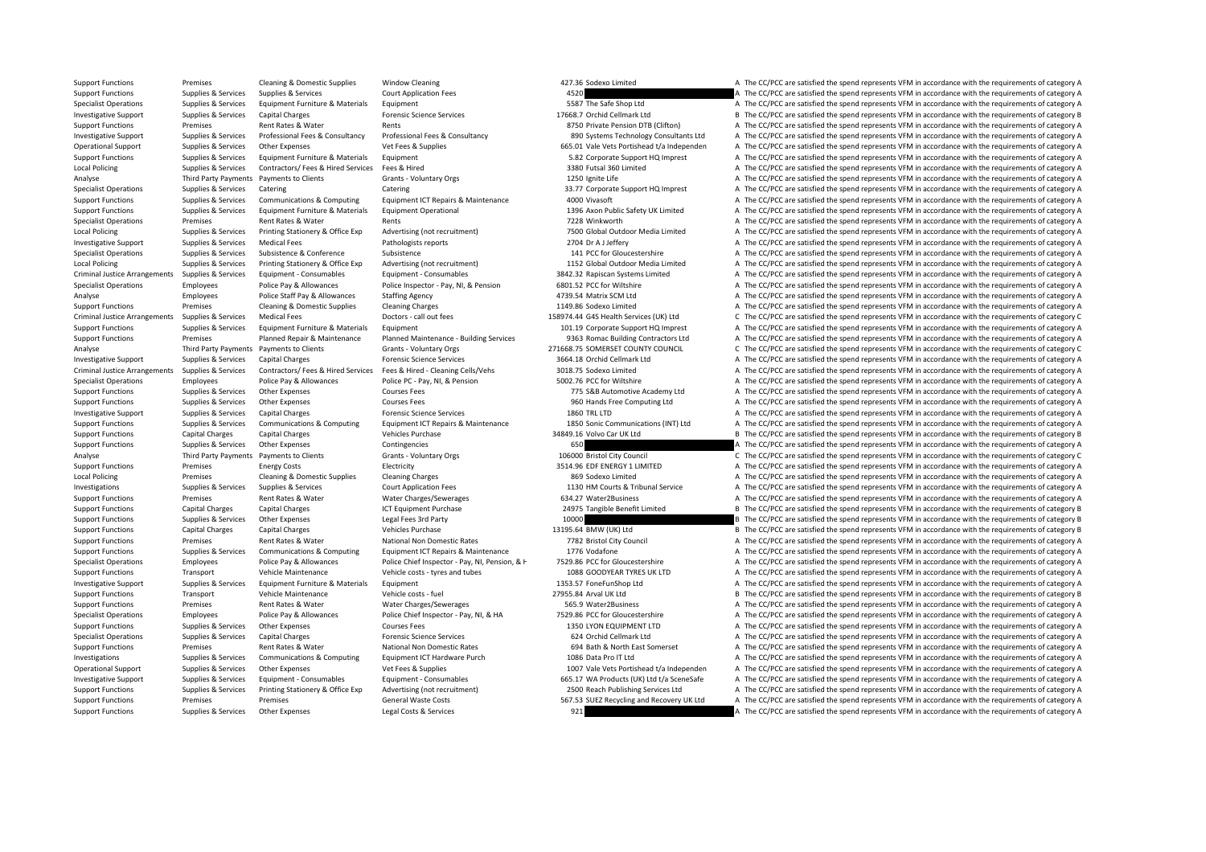| | | | | | | | |
|---|---|---|---|---|---|---|---|
| Support Functions | Premises | Cleaning & Domestic Supplies | Window Cleaning | 427.36 | Sodexo Limited | A | The CC/PCC are satisfied the spend represents VFM in accordance with the requirements of category A |
| Support Functions | Supplies & Services | Supplies & Services | Court Application Fees | 4520 | | A | The CC/PCC are satisfied the spend represents VFM in accordance with the requirements of category A |
| Specialist Operations | Supplies & Services | Equipment Furniture & Materials | Equipment | 5587 | The Safe Shop Ltd | A | The CC/PCC are satisfied the spend represents VFM in accordance with the requirements of category A |
| Investigative Support | Supplies & Services | Capital Charges | Forensic Science Services | 17668.7 | Orchid Cellmark Ltd | B | The CC/PCC are satisfied the spend represents VFM in accordance with the requirements of category B |
| Support Functions | Premises | Rent Rates & Water | Rents | 8750 | Private Pension DTB (Clifton) | A | The CC/PCC are satisfied the spend represents VFM in accordance with the requirements of category A |
| Investigative Support | Supplies & Services | Professional Fees & Consultancy | Professional Fees & Consultancy | 890 | Systems Technology Consultants Ltd | A | The CC/PCC are satisfied the spend represents VFM in accordance with the requirements of category A |
| Operational Support | Supplies & Services | Other Expenses | Vet Fees & Supplies | 665.01 | Vale Vets Portishead t/a Independen | A | The CC/PCC are satisfied the spend represents VFM in accordance with the requirements of category A |
| Support Functions | Supplies & Services | Equipment Furniture & Materials | Equipment | 5.82 | Corporate Support HQ Imprest | A | The CC/PCC are satisfied the spend represents VFM in accordance with the requirements of category A |
| Local Policing | Supplies & Services | Contractors/ Fees & Hired Services | Fees & Hired | 3380 | Futsal 360 Limited | A | The CC/PCC are satisfied the spend represents VFM in accordance with the requirements of category A |
| Analyse | Third Party Payments | Payments to Clients | Grants - Voluntary Orgs | 1250 | Ignite Life | A | The CC/PCC are satisfied the spend represents VFM in accordance with the requirements of category A |
| Specialist Operations | Supplies & Services | Catering | Catering | 33.77 | Corporate Support HQ Imprest | A | The CC/PCC are satisfied the spend represents VFM in accordance with the requirements of category A |
| Support Functions | Supplies & Services | Communications & Computing | Equipment ICT Repairs & Maintenance | 4000 | Vivasoft | A | The CC/PCC are satisfied the spend represents VFM in accordance with the requirements of category A |
| Support Functions | Supplies & Services | Equipment Furniture & Materials | Equipment Operational | 1396 | Axon Public Safety UK Limited | A | The CC/PCC are satisfied the spend represents VFM in accordance with the requirements of category A |
| Specialist Operations | Premises | Rent Rates & Water | Rents | 7228 | Winkworth | A | The CC/PCC are satisfied the spend represents VFM in accordance with the requirements of category A |
| Local Policing | Supplies & Services | Printing Stationery & Office Exp | Advertising (not recruitment) | 7500 | Global Outdoor Media Limited | A | The CC/PCC are satisfied the spend represents VFM in accordance with the requirements of category A |
| Investigative Support | Supplies & Services | Medical Fees | Pathologists reports | 2704 | Dr A J Jeffery | A | The CC/PCC are satisfied the spend represents VFM in accordance with the requirements of category A |
| Specialist Operations | Supplies & Services | Subsistence & Conference | Subsistence | 141 | PCC for Gloucestershire | A | The CC/PCC are satisfied the spend represents VFM in accordance with the requirements of category A |
| Local Policing | Supplies & Services | Printing Stationery & Office Exp | Advertising (not recruitment) | 1152 | Global Outdoor Media Limited | A | The CC/PCC are satisfied the spend represents VFM in accordance with the requirements of category A |
| Criminal Justice Arrangements | Supplies & Services | Equipment - Consumables | Equipment - Consumables | 3842.32 | Rapiscan Systems Limited | A | The CC/PCC are satisfied the spend represents VFM in accordance with the requirements of category A |
| Specialist Operations | Employees | Police Pay & Allowances | Police Inspector - Pay, NI, & Pension | 6801.52 | PCC for Wiltshire | A | The CC/PCC are satisfied the spend represents VFM in accordance with the requirements of category A |
| Analyse | Employees | Police Staff Pay & Allowances | Staffing Agency | 4739.54 | Matrix SCM Ltd | A | The CC/PCC are satisfied the spend represents VFM in accordance with the requirements of category A |
| Support Functions | Premises | Cleaning & Domestic Supplies | Cleaning Charges | 1149.86 | Sodexo Limited | A | The CC/PCC are satisfied the spend represents VFM in accordance with the requirements of category A |
| Criminal Justice Arrangements | Supplies & Services | Medical Fees | Doctors - call out fees | 158974.44 | G4S Health Services (UK) Ltd | C | The CC/PCC are satisfied the spend represents VFM in accordance with the requirements of category C |
| Support Functions | Supplies & Services | Equipment Furniture & Materials | Equipment | 101.19 | Corporate Support HQ Imprest | A | The CC/PCC are satisfied the spend represents VFM in accordance with the requirements of category A |
| Support Functions | Premises | Planned Repair & Maintenance | Planned Maintenance - Building Services | 9363 | Romac Building Contractors Ltd | A | The CC/PCC are satisfied the spend represents VFM in accordance with the requirements of category A |
| Analyse | Third Party Payments | Payments to Clients | Grants - Voluntary Orgs | 271668.75 | SOMERSET COUNTY COUNCIL | C | The CC/PCC are satisfied the spend represents VFM in accordance with the requirements of category C |
| Investigative Support | Supplies & Services | Capital Charges | Forensic Science Services | 3664.18 | Orchid Cellmark Ltd | A | The CC/PCC are satisfied the spend represents VFM in accordance with the requirements of category A |
| Criminal Justice Arrangements | Supplies & Services | Contractors/ Fees & Hired Services | Fees & Hired - Cleaning Cells/Vehs | 3018.75 | Sodexo Limited | A | The CC/PCC are satisfied the spend represents VFM in accordance with the requirements of category A |
| Specialist Operations | Employees | Police Pay & Allowances | Police PC - Pay, NI, & Pension | 5002.76 | PCC for Wiltshire | A | The CC/PCC are satisfied the spend represents VFM in accordance with the requirements of category A |
| Support Functions | Supplies & Services | Other Expenses | Courses Fees | 775 | S&B Automotive Academy Ltd | A | The CC/PCC are satisfied the spend represents VFM in accordance with the requirements of category A |
| Support Functions | Supplies & Services | Other Expenses | Courses Fees | 960 | Hands Free Computing Ltd | A | The CC/PCC are satisfied the spend represents VFM in accordance with the requirements of category A |
| Investigative Support | Supplies & Services | Capital Charges | Forensic Science Services | 1860 | TRL LTD | A | The CC/PCC are satisfied the spend represents VFM in accordance with the requirements of category A |
| Support Functions | Supplies & Services | Communications & Computing | Equipment ICT Repairs & Maintenance | 1850 | Sonic Communications (INT) Ltd | A | The CC/PCC are satisfied the spend represents VFM in accordance with the requirements of category A |
| Support Functions | Capital Charges | Capital Charges | Vehicles Purchase | 34849.16 | Volvo Car UK Ltd | B | The CC/PCC are satisfied the spend represents VFM in accordance with the requirements of category B |
| Support Functions | Supplies & Services | Other Expenses | Contingencies | 650 | | A | The CC/PCC are satisfied the spend represents VFM in accordance with the requirements of category A |
| Analyse | Third Party Payments | Payments to Clients | Grants - Voluntary Orgs | 106000 | Bristol City Council | C | The CC/PCC are satisfied the spend represents VFM in accordance with the requirements of category C |
| Support Functions | Premises | Energy Costs | Electricity | 3514.96 | EDF ENERGY 1 LIMITED | A | The CC/PCC are satisfied the spend represents VFM in accordance with the requirements of category A |
| Local Policing | Premises | Cleaning & Domestic Supplies | Cleaning Charges | 869 | Sodexo Limited | A | The CC/PCC are satisfied the spend represents VFM in accordance with the requirements of category A |
| Investigations | Supplies & Services | Supplies & Services | Court Application Fees | 1130 | HM Courts & Tribunal Service | A | The CC/PCC are satisfied the spend represents VFM in accordance with the requirements of category A |
| Support Functions | Premises | Rent Rates & Water | Water Charges/Sewerages | 634.27 | Water2Business | A | The CC/PCC are satisfied the spend represents VFM in accordance with the requirements of category A |
| Support Functions | Capital Charges | Capital Charges | ICT Equipment Purchase | 24975 | Tangible Benefit Limited | B | The CC/PCC are satisfied the spend represents VFM in accordance with the requirements of category B |
| Support Functions | Supplies & Services | Other Expenses | Legal Fees 3rd Party | 10000 | | B | The CC/PCC are satisfied the spend represents VFM in accordance with the requirements of category B |
| Support Functions | Capital Charges | Capital Charges | Vehicles Purchase | 13195.64 | BMW (UK) Ltd | B | The CC/PCC are satisfied the spend represents VFM in accordance with the requirements of category B |
| Support Functions | Premises | Rent Rates & Water | National Non Domestic Rates | 7782 | Bristol City Council | A | The CC/PCC are satisfied the spend represents VFM in accordance with the requirements of category A |
| Support Functions | Supplies & Services | Communications & Computing | Equipment ICT Repairs & Maintenance | 1776 | Vodafone | A | The CC/PCC are satisfied the spend represents VFM in accordance with the requirements of category A |
| Specialist Operations | Employees | Police Pay & Allowances | Police Chief Inspector - Pay, NI, Pension, & H | 7529.86 | PCC for Gloucestershire | A | The CC/PCC are satisfied the spend represents VFM in accordance with the requirements of category A |
| Support Functions | Transport | Vehicle Maintenance | Vehicle costs - tyres and tubes | 1088 | GOODYEAR TYRES UK LTD | A | The CC/PCC are satisfied the spend represents VFM in accordance with the requirements of category A |
| Investigative Support | Supplies & Services | Equipment Furniture & Materials | Equipment | 1353.57 | FoneFunShop Ltd | A | The CC/PCC are satisfied the spend represents VFM in accordance with the requirements of category A |
| Support Functions | Transport | Vehicle Maintenance | Vehicle costs - fuel | 27955.84 | Arval UK Ltd | B | The CC/PCC are satisfied the spend represents VFM in accordance with the requirements of category B |
| Support Functions | Premises | Rent Rates & Water | Water Charges/Sewerages | 565.9 | Water2Business | A | The CC/PCC are satisfied the spend represents VFM in accordance with the requirements of category A |
| Specialist Operations | Employees | Police Pay & Allowances | Police Chief Inspector - Pay, NI, & HA | 7529.86 | PCC for Gloucestershire | A | The CC/PCC are satisfied the spend represents VFM in accordance with the requirements of category A |
| Support Functions | Supplies & Services | Other Expenses | Courses Fees | 1350 | LYON EQUIPMENT LTD | A | The CC/PCC are satisfied the spend represents VFM in accordance with the requirements of category A |
| Specialist Operations | Supplies & Services | Capital Charges | Forensic Science Services | 624 | Orchid Cellmark Ltd | A | The CC/PCC are satisfied the spend represents VFM in accordance with the requirements of category A |
| Support Functions | Premises | Rent Rates & Water | National Non Domestic Rates | 694 | Bath & North East Somerset | A | The CC/PCC are satisfied the spend represents VFM in accordance with the requirements of category A |
| Investigations | Supplies & Services | Communications & Computing | Equipment ICT Hardware Purch | 1086 | Data Pro IT Ltd | A | The CC/PCC are satisfied the spend represents VFM in accordance with the requirements of category A |
| Operational Support | Supplies & Services | Other Expenses | Vet Fees & Supplies | 1007 | Vale Vets Portishead t/a Independen | A | The CC/PCC are satisfied the spend represents VFM in accordance with the requirements of category A |
| Investigative Support | Supplies & Services | Equipment - Consumables | Equipment - Consumables | 665.17 | WA Products (UK) Ltd t/a SceneSafe | A | The CC/PCC are satisfied the spend represents VFM in accordance with the requirements of category A |
| Support Functions | Supplies & Services | Printing Stationery & Office Exp | Advertising (not recruitment) | 2500 | Reach Publishing Services Ltd | A | The CC/PCC are satisfied the spend represents VFM in accordance with the requirements of category A |
| Support Functions | Premises | Premises | General Waste Costs | 567.53 | SUEZ Recycling and Recovery UK Ltd | A | The CC/PCC are satisfied the spend represents VFM in accordance with the requirements of category A |
| Support Functions | Supplies & Services | Other Expenses | Legal Costs & Services | 921 | | A | The CC/PCC are satisfied the spend represents VFM in accordance with the requirements of category A |